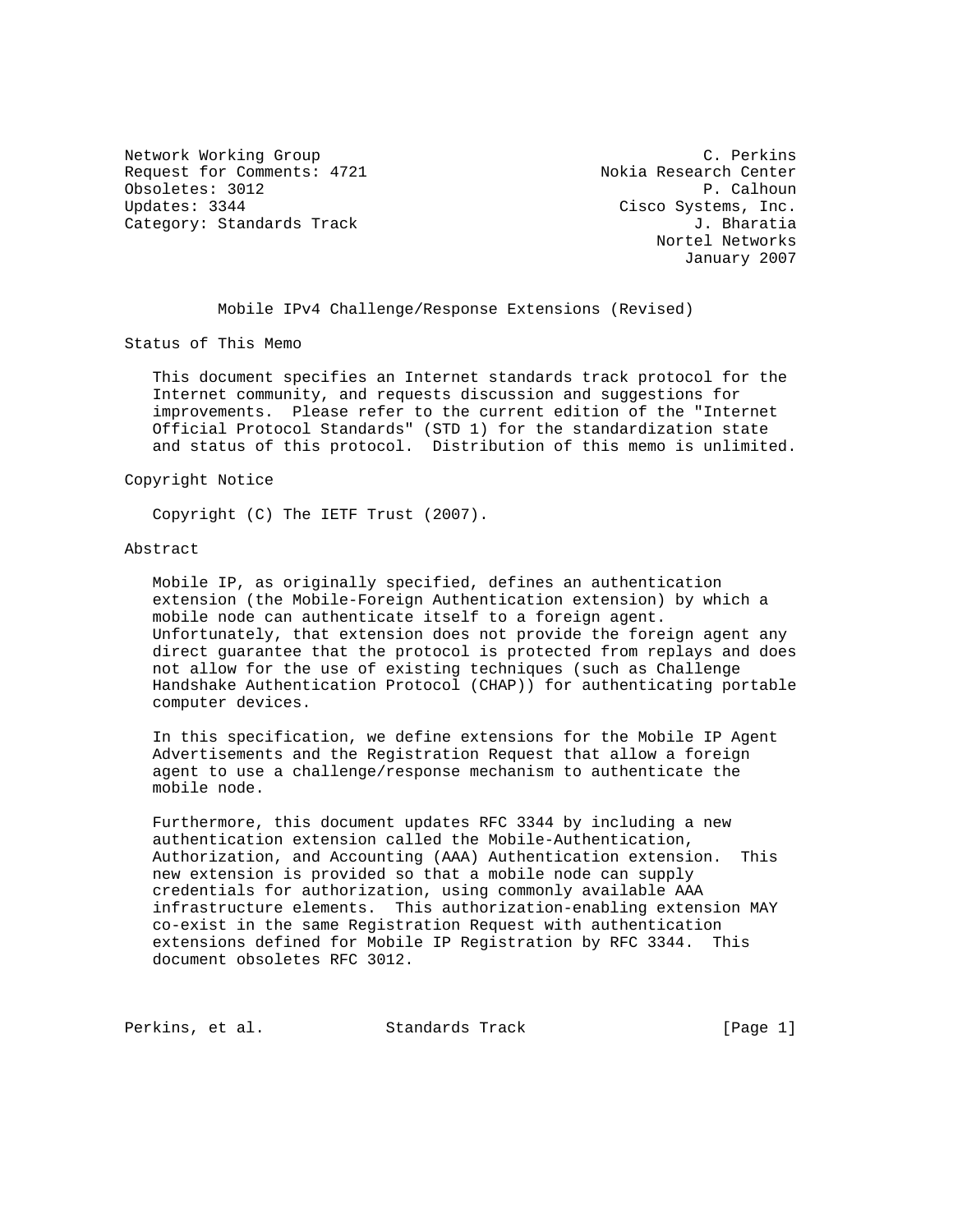Network Working Group C. Perkins
Request for Comments: 4721 Nokia Research Center
Obsoletes: 3012 P. Calhoun
Updates: 3344 Cisco Systems, Inc.
Category: Standards Track J. Bharatia
Nortel Networks
January 2007

# Mobile IPv4 Challenge/Response Extensions (Revised)

## Status of This Memo

This document specifies an Internet standards track protocol for the Internet community, and requests discussion and suggestions for improvements. Please refer to the current edition of the "Internet Official Protocol Standards" (STD 1) for the standardization state and status of this protocol. Distribution of this memo is unlimited.

## Copyright Notice

Copyright (C) The IETF Trust (2007).

## Abstract

Mobile IP, as originally specified, defines an authentication extension (the Mobile-Foreign Authentication extension) by which a mobile node can authenticate itself to a foreign agent. Unfortunately, that extension does not provide the foreign agent any direct guarantee that the protocol is protected from replays and does not allow for the use of existing techniques (such as Challenge Handshake Authentication Protocol (CHAP)) for authenticating portable computer devices.

In this specification, we define extensions for the Mobile IP Agent Advertisements and the Registration Request that allow a foreign agent to use a challenge/response mechanism to authenticate the mobile node.

Furthermore, this document updates RFC 3344 by including a new authentication extension called the Mobile-Authentication, Authorization, and Accounting (AAA) Authentication extension. This new extension is provided so that a mobile node can supply credentials for authorization, using commonly available AAA infrastructure elements. This authorization-enabling extension MAY co-exist in the same Registration Request with authentication extensions defined for Mobile IP Registration by RFC 3344. This document obsoletes RFC 3012.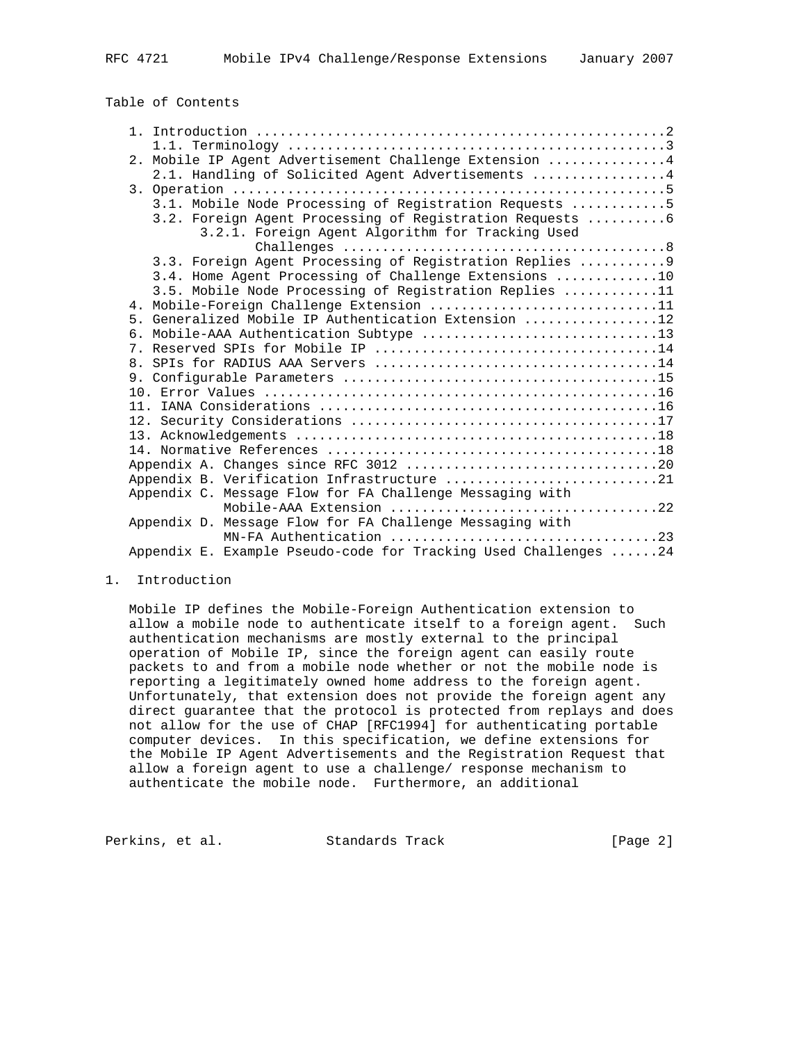Table of Contents

```
   1. Introduction ....................................................2
      1.1. Terminology ................................................3
   2. Mobile IP Agent Advertisement Challenge Extension ...............4
      2.1. Handling of Solicited Agent Advertisements .................4
   3. Operation .......................................................5
      3.1. Mobile Node Processing of Registration Requests ............5
      3.2. Foreign Agent Processing of Registration Requests ..........6
           3.2.1. Foreign Agent Algorithm for Tracking Used
                  Challenges ..........................................8
      3.3. Foreign Agent Processing of Registration Replies ...........9
      3.4. Home Agent Processing of Challenge Extensions .............10
      3.5. Mobile Node Processing of Registration Replies ............11
   4. Mobile-Foreign Challenge Extension .............................11
   5. Generalized Mobile IP Authentication Extension .................12
   6. Mobile-AAA Authentication Subtype ..............................13
   7. Reserved SPIs for Mobile IP ....................................14
   8. SPIs for RADIUS AAA Servers ....................................14
   9. Configurable Parameters ........................................15
   10. Error Values ..................................................16
   11. IANA Considerations ...........................................16
   12. Security Considerations .......................................17
   13. Acknowledgements ..............................................18
   14. Normative References ..........................................18
   Appendix A. Changes since RFC 3012 ................................20
   Appendix B. Verification Infrastructure ...........................21
   Appendix C. Message Flow for FA Challenge Messaging with
               Mobile-AAA Extension ..................................22
   Appendix D. Message Flow for FA Challenge Messaging with
               MN-FA Authentication ..................................23
   Appendix E. Example Pseudo-code for Tracking Used Challenges ......24
```

## 1. Introduction

Mobile IP defines the Mobile-Foreign Authentication extension to allow a mobile node to authenticate itself to a foreign agent. Such authentication mechanisms are mostly external to the principal operation of Mobile IP, since the foreign agent can easily route packets to and from a mobile node whether or not the mobile node is reporting a legitimately owned home address to the foreign agent. Unfortunately, that extension does not provide the foreign agent any direct guarantee that the protocol is protected from replays and does not allow for the use of CHAP [RFC1994] for authenticating portable computer devices. In this specification, we define extensions for the Mobile IP Agent Advertisements and the Registration Request that allow a foreign agent to use a challenge/ response mechanism to authenticate the mobile node. Furthermore, an additional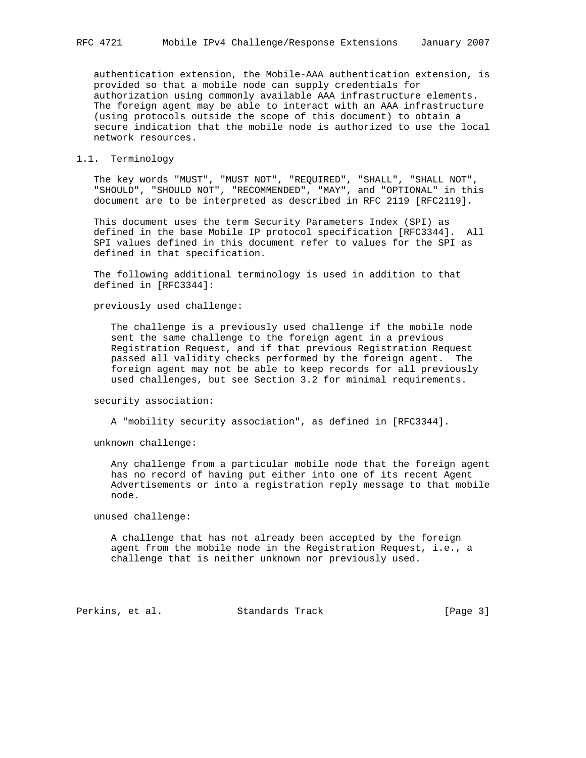authentication extension, the Mobile-AAA authentication extension, is provided so that a mobile node can supply credentials for authorization using commonly available AAA infrastructure elements. The foreign agent may be able to interact with an AAA infrastructure (using protocols outside the scope of this document) to obtain a secure indication that the mobile node is authorized to use the local network resources.

## 1.1. Terminology

The key words "MUST", "MUST NOT", "REQUIRED", "SHALL", "SHALL NOT", "SHOULD", "SHOULD NOT", "RECOMMENDED", "MAY", and "OPTIONAL" in this document are to be interpreted as described in RFC 2119 [RFC2119].

This document uses the term Security Parameters Index (SPI) as defined in the base Mobile IP protocol specification [RFC3344]. All SPI values defined in this document refer to values for the SPI as defined in that specification.

The following additional terminology is used in addition to that defined in [RFC3344]:

previously used challenge:

> The challenge is a previously used challenge if the mobile node sent the same challenge to the foreign agent in a previous Registration Request, and if that previous Registration Request passed all validity checks performed by the foreign agent. The foreign agent may not be able to keep records for all previously used challenges, but see Section 3.2 for minimal requirements.

security association:

> A "mobility security association", as defined in [RFC3344].

unknown challenge:

> Any challenge from a particular mobile node that the foreign agent has no record of having put either into one of its recent Agent Advertisements or into a registration reply message to that mobile node.

unused challenge:

> A challenge that has not already been accepted by the foreign agent from the mobile node in the Registration Request, i.e., a challenge that is neither unknown nor previously used.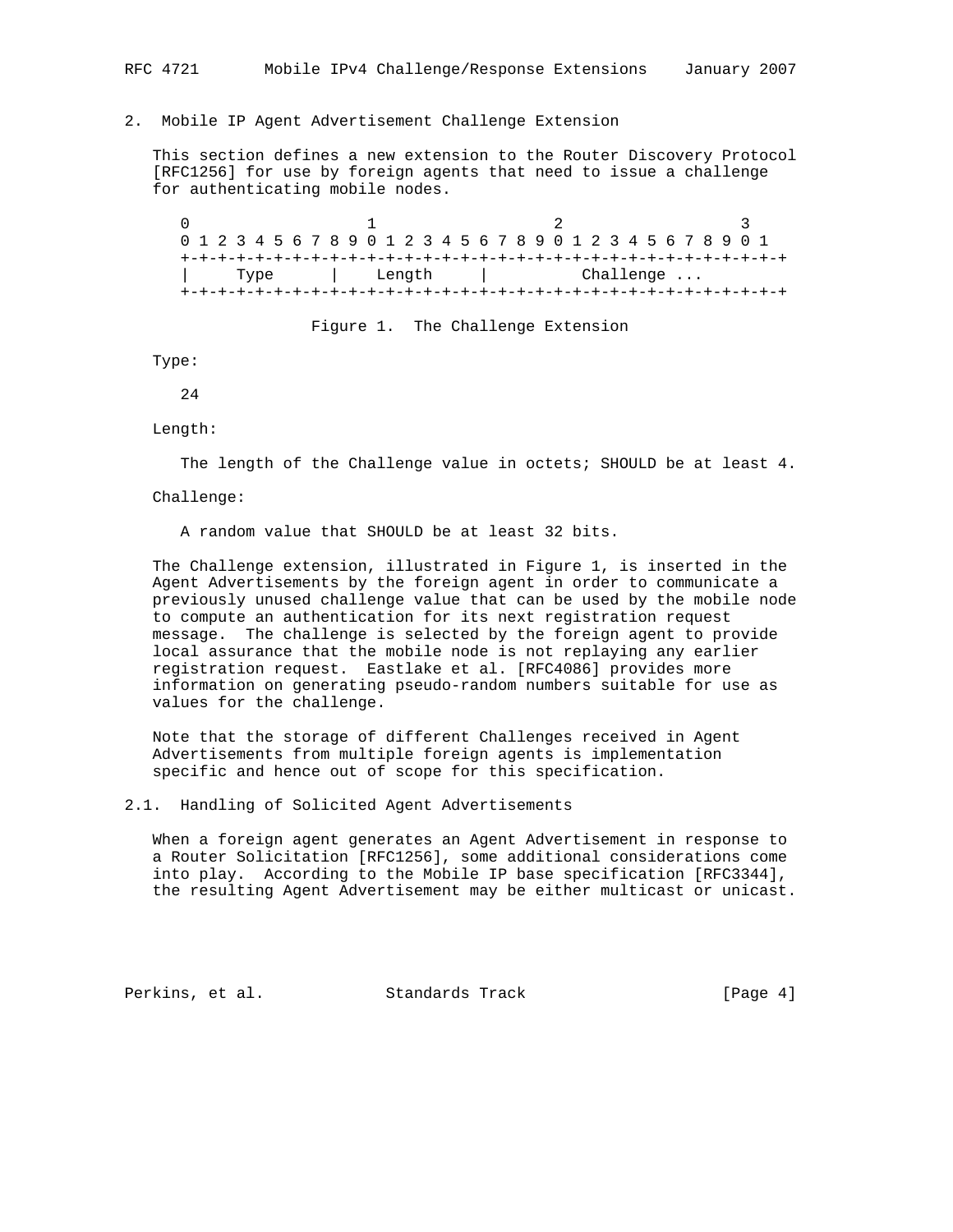## 2. Mobile IP Agent Advertisement Challenge Extension

This section defines a new extension to the Router Discovery Protocol [RFC1256] for use by foreign agents that need to issue a challenge for authenticating mobile nodes.

```
 0                   1                   2                   3
 0 1 2 3 4 5 6 7 8 9 0 1 2 3 4 5 6 7 8 9 0 1 2 3 4 5 6 7 8 9 0 1
+-+-+-+-+-+-+-+-+-+-+-+-+-+-+-+-+-+-+-+-+-+-+-+-+-+-+-+-+-+-+-+-+
|     Type      |    Length     |         Challenge ...
+-+-+-+-+-+-+-+-+-+-+-+-+-+-+-+-+-+-+-+-+-+-+-+-+-+-+-+-+-+-+-+-+
```

Figure 1. The Challenge Extension

Type:

24

Length:

The length of the Challenge value in octets; SHOULD be at least 4.

Challenge:

A random value that SHOULD be at least 32 bits.

The Challenge extension, illustrated in Figure 1, is inserted in the Agent Advertisements by the foreign agent in order to communicate a previously unused challenge value that can be used by the mobile node to compute an authentication for its next registration request message. The challenge is selected by the foreign agent to provide local assurance that the mobile node is not replaying any earlier registration request. Eastlake et al. [RFC4086] provides more information on generating pseudo-random numbers suitable for use as values for the challenge.

Note that the storage of different Challenges received in Agent Advertisements from multiple foreign agents is implementation specific and hence out of scope for this specification.

### 2.1. Handling of Solicited Agent Advertisements

When a foreign agent generates an Agent Advertisement in response to a Router Solicitation [RFC1256], some additional considerations come into play. According to the Mobile IP base specification [RFC3344], the resulting Agent Advertisement may be either multicast or unicast.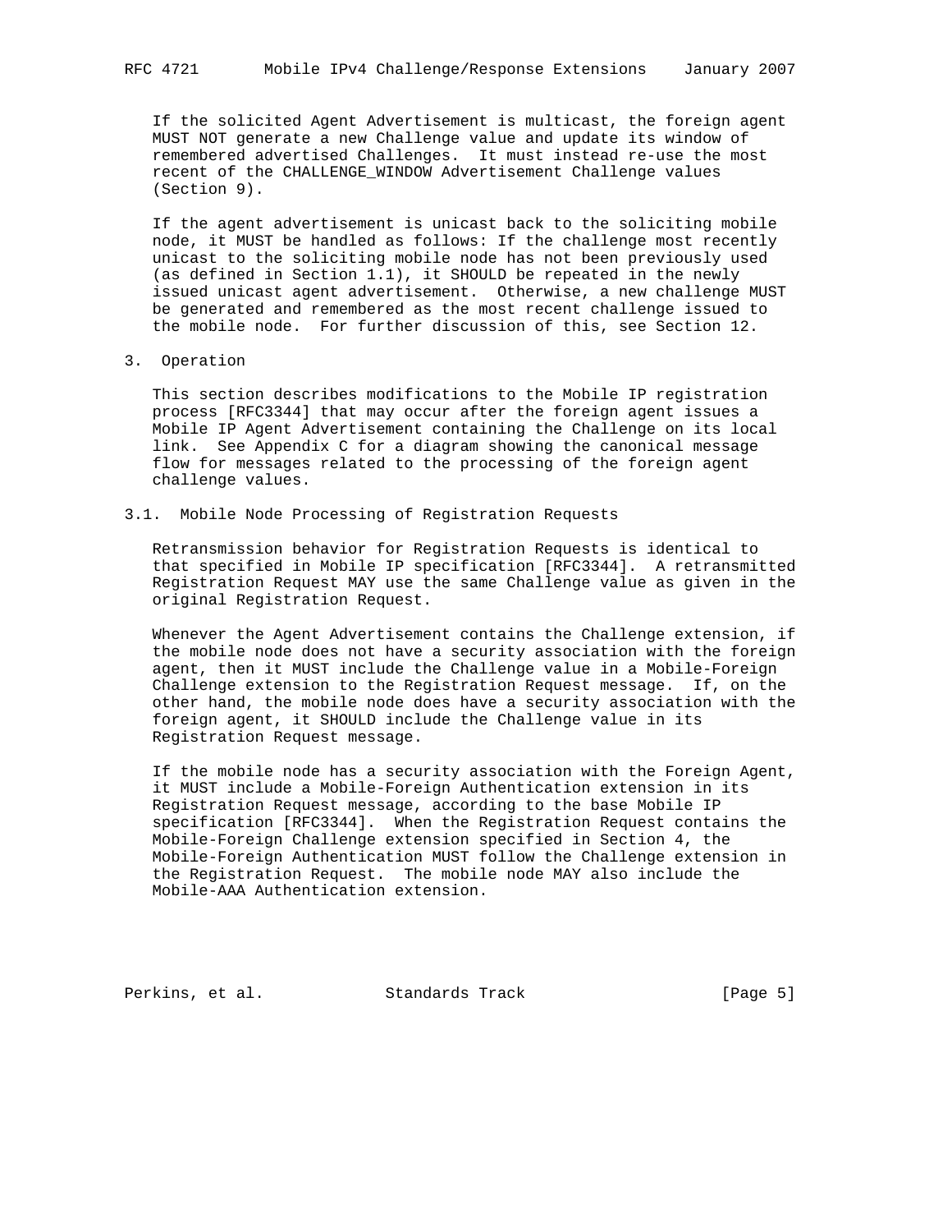If the solicited Agent Advertisement is multicast, the foreign agent MUST NOT generate a new Challenge value and update its window of remembered advertised Challenges. It must instead re-use the most recent of the CHALLENGE_WINDOW Advertisement Challenge values (Section 9).

If the agent advertisement is unicast back to the soliciting mobile node, it MUST be handled as follows: If the challenge most recently unicast to the soliciting mobile node has not been previously used (as defined in Section 1.1), it SHOULD be repeated in the newly issued unicast agent advertisement. Otherwise, a new challenge MUST be generated and remembered as the most recent challenge issued to the mobile node. For further discussion of this, see Section 12.

## 3. Operation

This section describes modifications to the Mobile IP registration process [RFC3344] that may occur after the foreign agent issues a Mobile IP Agent Advertisement containing the Challenge on its local link. See Appendix C for a diagram showing the canonical message flow for messages related to the processing of the foreign agent challenge values.

### 3.1. Mobile Node Processing of Registration Requests

Retransmission behavior for Registration Requests is identical to that specified in Mobile IP specification [RFC3344]. A retransmitted Registration Request MAY use the same Challenge value as given in the original Registration Request.

Whenever the Agent Advertisement contains the Challenge extension, if the mobile node does not have a security association with the foreign agent, then it MUST include the Challenge value in a Mobile-Foreign Challenge extension to the Registration Request message. If, on the other hand, the mobile node does have a security association with the foreign agent, it SHOULD include the Challenge value in its Registration Request message.

If the mobile node has a security association with the Foreign Agent, it MUST include a Mobile-Foreign Authentication extension in its Registration Request message, according to the base Mobile IP specification [RFC3344]. When the Registration Request contains the Mobile-Foreign Challenge extension specified in Section 4, the Mobile-Foreign Authentication MUST follow the Challenge extension in the Registration Request. The mobile node MAY also include the Mobile-AAA Authentication extension.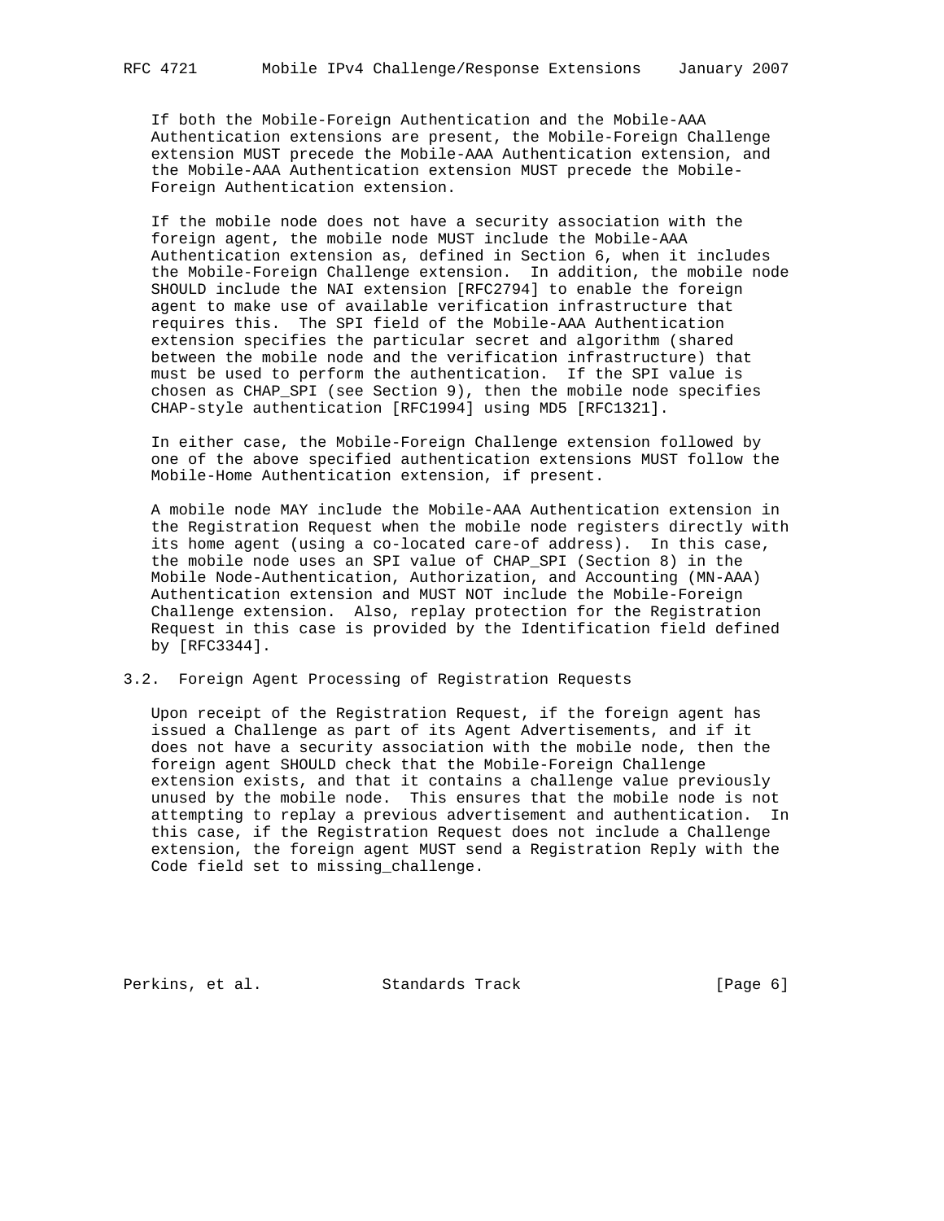If both the Mobile-Foreign Authentication and the Mobile-AAA Authentication extensions are present, the Mobile-Foreign Challenge extension MUST precede the Mobile-AAA Authentication extension, and the Mobile-AAA Authentication extension MUST precede the Mobile-Foreign Authentication extension.

If the mobile node does not have a security association with the foreign agent, the mobile node MUST include the Mobile-AAA Authentication extension as, defined in Section 6, when it includes the Mobile-Foreign Challenge extension. In addition, the mobile node SHOULD include the NAI extension [RFC2794] to enable the foreign agent to make use of available verification infrastructure that requires this. The SPI field of the Mobile-AAA Authentication extension specifies the particular secret and algorithm (shared between the mobile node and the verification infrastructure) that must be used to perform the authentication. If the SPI value is chosen as CHAP_SPI (see Section 9), then the mobile node specifies CHAP-style authentication [RFC1994] using MD5 [RFC1321].

In either case, the Mobile-Foreign Challenge extension followed by one of the above specified authentication extensions MUST follow the Mobile-Home Authentication extension, if present.

A mobile node MAY include the Mobile-AAA Authentication extension in the Registration Request when the mobile node registers directly with its home agent (using a co-located care-of address). In this case, the mobile node uses an SPI value of CHAP_SPI (Section 8) in the Mobile Node-Authentication, Authorization, and Accounting (MN-AAA) Authentication extension and MUST NOT include the Mobile-Foreign Challenge extension. Also, replay protection for the Registration Request in this case is provided by the Identification field defined by [RFC3344].

## 3.2. Foreign Agent Processing of Registration Requests

Upon receipt of the Registration Request, if the foreign agent has issued a Challenge as part of its Agent Advertisements, and if it does not have a security association with the mobile node, then the foreign agent SHOULD check that the Mobile-Foreign Challenge extension exists, and that it contains a challenge value previously unused by the mobile node. This ensures that the mobile node is not attempting to replay a previous advertisement and authentication. In this case, if the Registration Request does not include a Challenge extension, the foreign agent MUST send a Registration Reply with the Code field set to missing_challenge.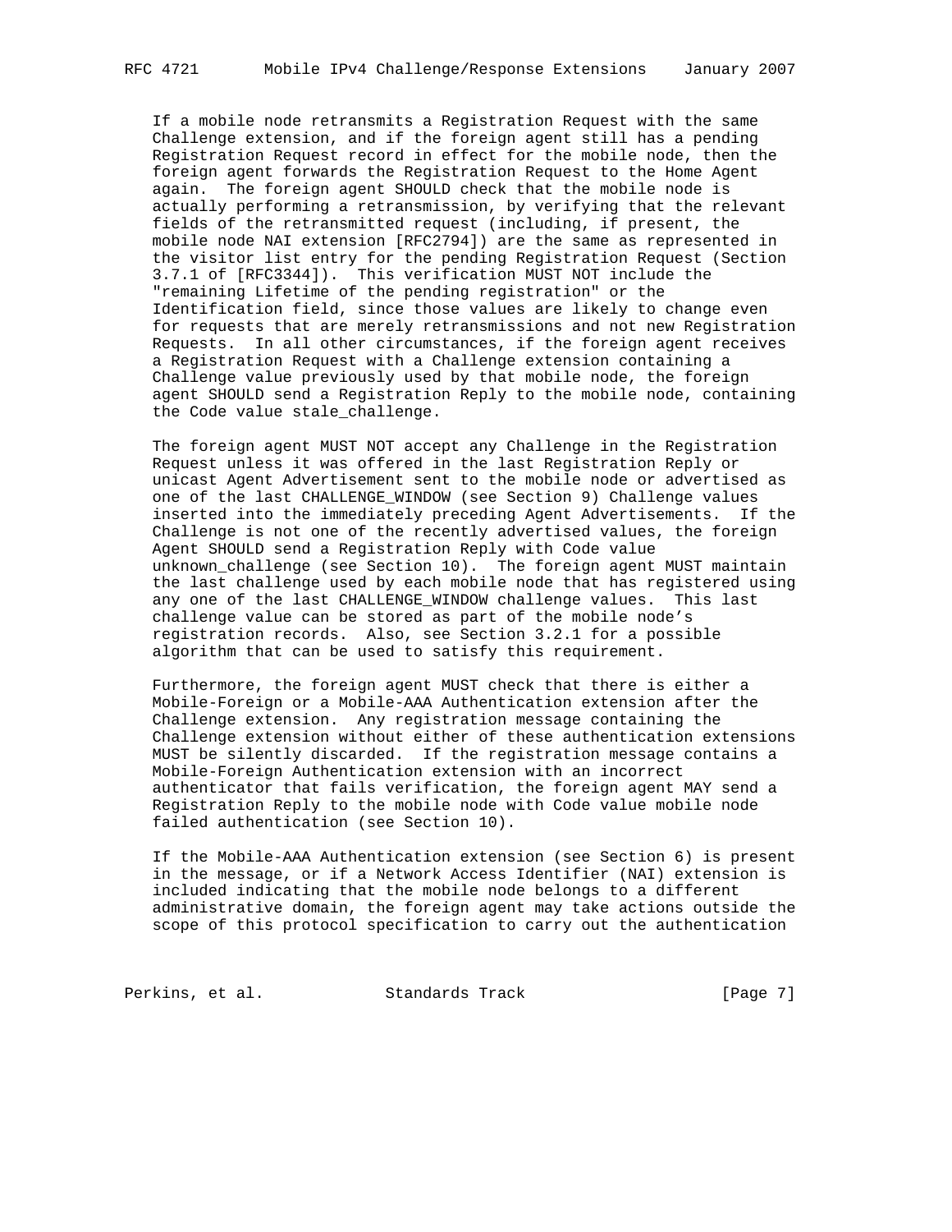If a mobile node retransmits a Registration Request with the same Challenge extension, and if the foreign agent still has a pending Registration Request record in effect for the mobile node, then the foreign agent forwards the Registration Request to the Home Agent again. The foreign agent SHOULD check that the mobile node is actually performing a retransmission, by verifying that the relevant fields of the retransmitted request (including, if present, the mobile node NAI extension [RFC2794]) are the same as represented in the visitor list entry for the pending Registration Request (Section 3.7.1 of [RFC3344]). This verification MUST NOT include the "remaining Lifetime of the pending registration" or the Identification field, since those values are likely to change even for requests that are merely retransmissions and not new Registration Requests. In all other circumstances, if the foreign agent receives a Registration Request with a Challenge extension containing a Challenge value previously used by that mobile node, the foreign agent SHOULD send a Registration Reply to the mobile node, containing the Code value stale_challenge.

The foreign agent MUST NOT accept any Challenge in the Registration Request unless it was offered in the last Registration Reply or unicast Agent Advertisement sent to the mobile node or advertised as one of the last CHALLENGE_WINDOW (see Section 9) Challenge values inserted into the immediately preceding Agent Advertisements. If the Challenge is not one of the recently advertised values, the foreign Agent SHOULD send a Registration Reply with Code value unknown_challenge (see Section 10). The foreign agent MUST maintain the last challenge used by each mobile node that has registered using any one of the last CHALLENGE_WINDOW challenge values. This last challenge value can be stored as part of the mobile node's registration records. Also, see Section 3.2.1 for a possible algorithm that can be used to satisfy this requirement.

Furthermore, the foreign agent MUST check that there is either a Mobile-Foreign or a Mobile-AAA Authentication extension after the Challenge extension. Any registration message containing the Challenge extension without either of these authentication extensions MUST be silently discarded. If the registration message contains a Mobile-Foreign Authentication extension with an incorrect authenticator that fails verification, the foreign agent MAY send a Registration Reply to the mobile node with Code value mobile node failed authentication (see Section 10).

If the Mobile-AAA Authentication extension (see Section 6) is present in the message, or if a Network Access Identifier (NAI) extension is included indicating that the mobile node belongs to a different administrative domain, the foreign agent may take actions outside the scope of this protocol specification to carry out the authentication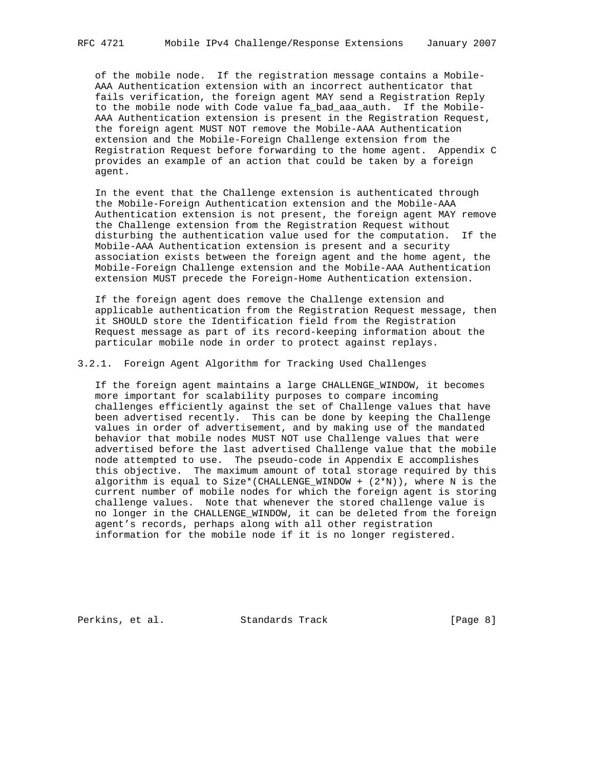of the mobile node. If the registration message contains a Mobile-AAA Authentication extension with an incorrect authenticator that fails verification, the foreign agent MAY send a Registration Reply to the mobile node with Code value fa_bad_aaa_auth. If the Mobile-AAA Authentication extension is present in the Registration Request, the foreign agent MUST NOT remove the Mobile-AAA Authentication extension and the Mobile-Foreign Challenge extension from the Registration Request before forwarding to the home agent. Appendix C provides an example of an action that could be taken by a foreign agent.

In the event that the Challenge extension is authenticated through the Mobile-Foreign Authentication extension and the Mobile-AAA Authentication extension is not present, the foreign agent MAY remove the Challenge extension from the Registration Request without disturbing the authentication value used for the computation. If the Mobile-AAA Authentication extension is present and a security association exists between the foreign agent and the home agent, the Mobile-Foreign Challenge extension and the Mobile-AAA Authentication extension MUST precede the Foreign-Home Authentication extension.

If the foreign agent does remove the Challenge extension and applicable authentication from the Registration Request message, then it SHOULD store the Identification field from the Registration Request message as part of its record-keeping information about the particular mobile node in order to protect against replays.

### 3.2.1. Foreign Agent Algorithm for Tracking Used Challenges

If the foreign agent maintains a large CHALLENGE_WINDOW, it becomes more important for scalability purposes to compare incoming challenges efficiently against the set of Challenge values that have been advertised recently. This can be done by keeping the Challenge values in order of advertisement, and by making use of the mandated behavior that mobile nodes MUST NOT use Challenge values that were advertised before the last advertised Challenge value that the mobile node attempted to use. The pseudo-code in Appendix E accomplishes this objective. The maximum amount of total storage required by this algorithm is equal to Size*(CHALLENGE_WINDOW + (2*N)), where N is the current number of mobile nodes for which the foreign agent is storing challenge values. Note that whenever the stored challenge value is no longer in the CHALLENGE_WINDOW, it can be deleted from the foreign agent's records, perhaps along with all other registration information for the mobile node if it is no longer registered.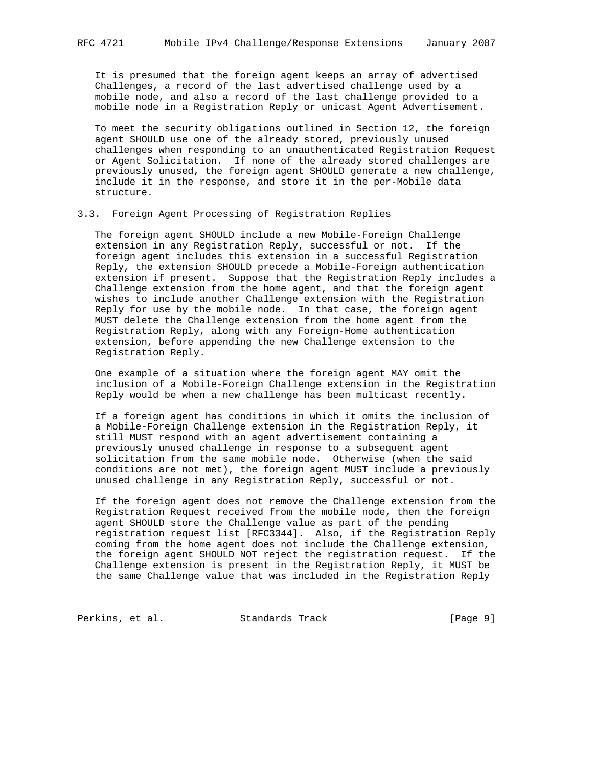It is presumed that the foreign agent keeps an array of advertised Challenges, a record of the last advertised challenge used by a mobile node, and also a record of the last challenge provided to a mobile node in a Registration Reply or unicast Agent Advertisement.

To meet the security obligations outlined in Section 12, the foreign agent SHOULD use one of the already stored, previously unused challenges when responding to an unauthenticated Registration Request or Agent Solicitation. If none of the already stored challenges are previously unused, the foreign agent SHOULD generate a new challenge, include it in the response, and store it in the per-Mobile data structure.

### 3.3. Foreign Agent Processing of Registration Replies

The foreign agent SHOULD include a new Mobile-Foreign Challenge extension in any Registration Reply, successful or not. If the foreign agent includes this extension in a successful Registration Reply, the extension SHOULD precede a Mobile-Foreign authentication extension if present. Suppose that the Registration Reply includes a Challenge extension from the home agent, and that the foreign agent wishes to include another Challenge extension with the Registration Reply for use by the mobile node. In that case, the foreign agent MUST delete the Challenge extension from the home agent from the Registration Reply, along with any Foreign-Home authentication extension, before appending the new Challenge extension to the Registration Reply.

One example of a situation where the foreign agent MAY omit the inclusion of a Mobile-Foreign Challenge extension in the Registration Reply would be when a new challenge has been multicast recently.

If a foreign agent has conditions in which it omits the inclusion of a Mobile-Foreign Challenge extension in the Registration Reply, it still MUST respond with an agent advertisement containing a previously unused challenge in response to a subsequent agent solicitation from the same mobile node. Otherwise (when the said conditions are not met), the foreign agent MUST include a previously unused challenge in any Registration Reply, successful or not.

If the foreign agent does not remove the Challenge extension from the Registration Request received from the mobile node, then the foreign agent SHOULD store the Challenge value as part of the pending registration request list [RFC3344]. Also, if the Registration Reply coming from the home agent does not include the Challenge extension, the foreign agent SHOULD NOT reject the registration request. If the Challenge extension is present in the Registration Reply, it MUST be the same Challenge value that was included in the Registration Reply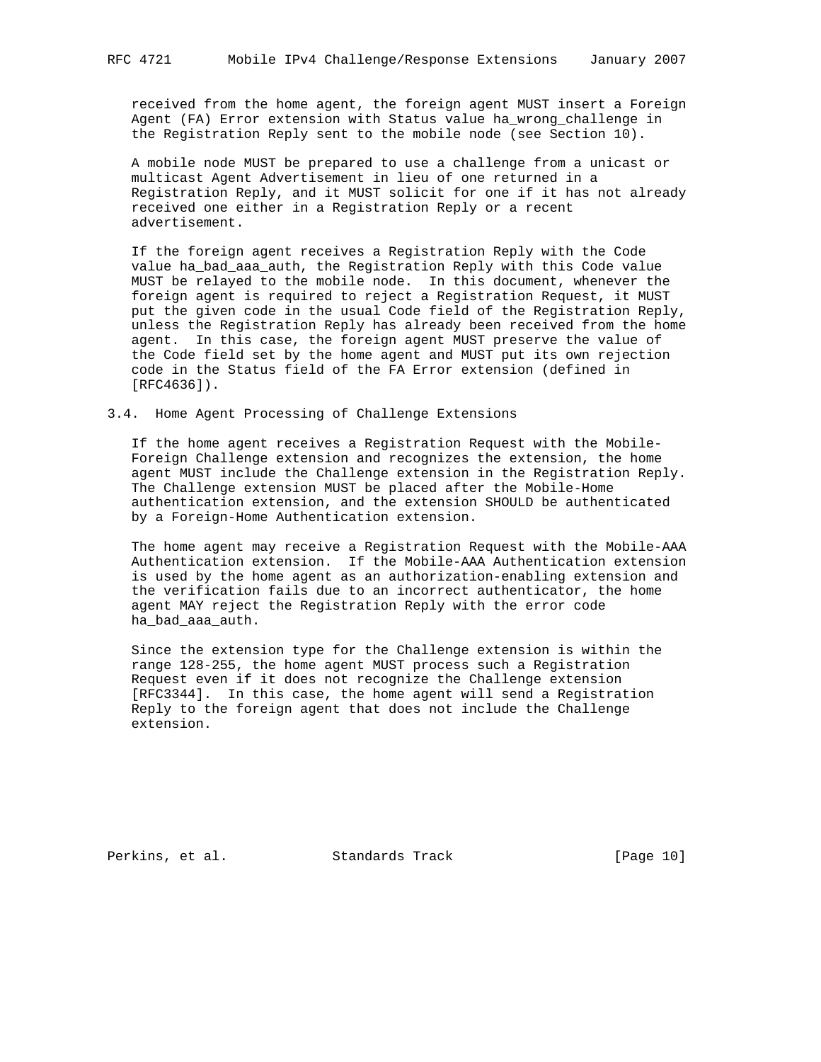received from the home agent, the foreign agent MUST insert a Foreign Agent (FA) Error extension with Status value ha_wrong_challenge in the Registration Reply sent to the mobile node (see Section 10).

A mobile node MUST be prepared to use a challenge from a unicast or multicast Agent Advertisement in lieu of one returned in a Registration Reply, and it MUST solicit for one if it has not already received one either in a Registration Reply or a recent advertisement.

If the foreign agent receives a Registration Reply with the Code value ha_bad_aaa_auth, the Registration Reply with this Code value MUST be relayed to the mobile node. In this document, whenever the foreign agent is required to reject a Registration Request, it MUST put the given code in the usual Code field of the Registration Reply, unless the Registration Reply has already been received from the home agent. In this case, the foreign agent MUST preserve the value of the Code field set by the home agent and MUST put its own rejection code in the Status field of the FA Error extension (defined in [RFC4636]).

### 3.4. Home Agent Processing of Challenge Extensions

If the home agent receives a Registration Request with the Mobile-Foreign Challenge extension and recognizes the extension, the home agent MUST include the Challenge extension in the Registration Reply. The Challenge extension MUST be placed after the Mobile-Home authentication extension, and the extension SHOULD be authenticated by a Foreign-Home Authentication extension.

The home agent may receive a Registration Request with the Mobile-AAA Authentication extension. If the Mobile-AAA Authentication extension is used by the home agent as an authorization-enabling extension and the verification fails due to an incorrect authenticator, the home agent MAY reject the Registration Reply with the error code ha_bad_aaa_auth.

Since the extension type for the Challenge extension is within the range 128-255, the home agent MUST process such a Registration Request even if it does not recognize the Challenge extension [RFC3344]. In this case, the home agent will send a Registration Reply to the foreign agent that does not include the Challenge extension.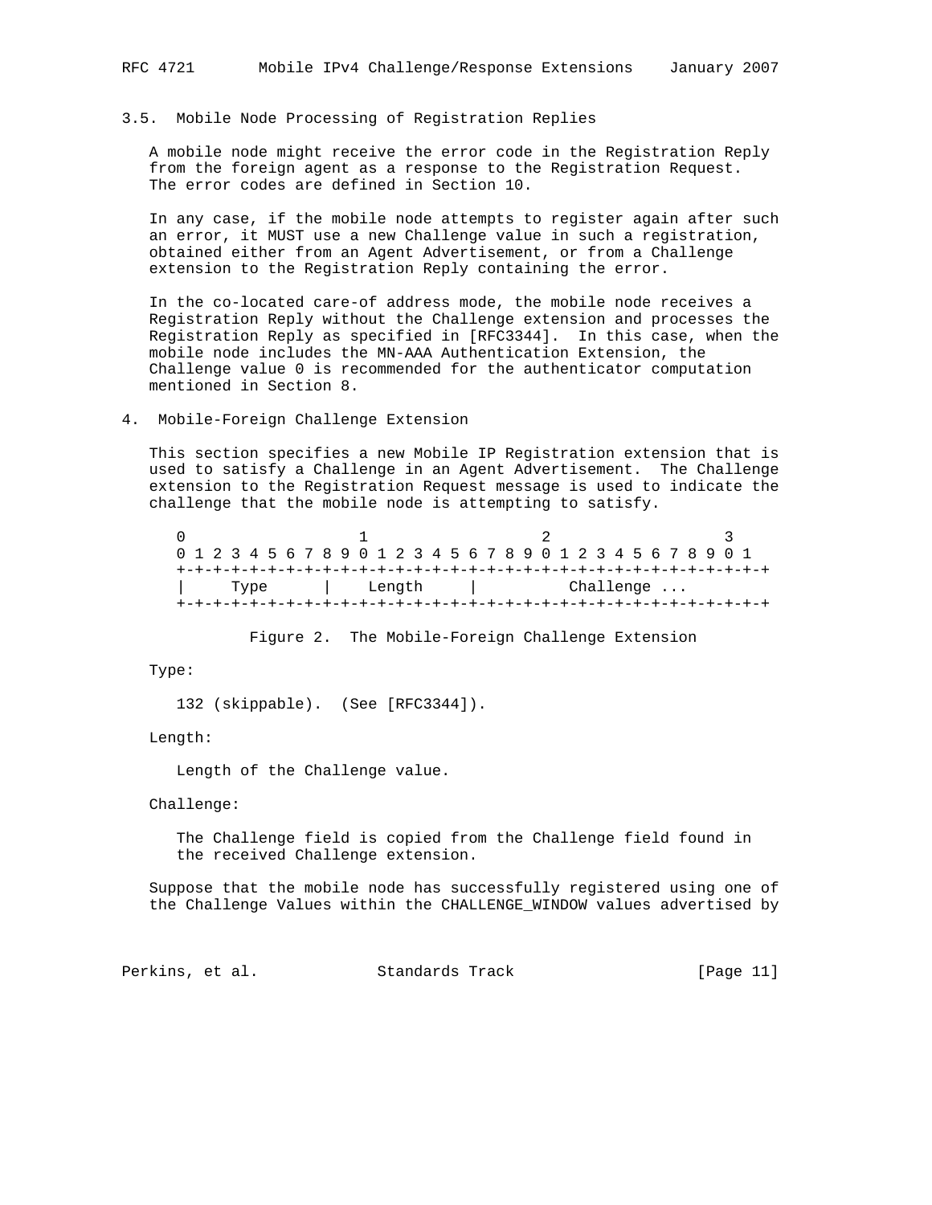### 3.5. Mobile Node Processing of Registration Replies

A mobile node might receive the error code in the Registration Reply from the foreign agent as a response to the Registration Request. The error codes are defined in Section 10.

In any case, if the mobile node attempts to register again after such an error, it MUST use a new Challenge value in such a registration, obtained either from an Agent Advertisement, or from a Challenge extension to the Registration Reply containing the error.

In the co-located care-of address mode, the mobile node receives a Registration Reply without the Challenge extension and processes the Registration Reply as specified in [RFC3344]. In this case, when the mobile node includes the MN-AAA Authentication Extension, the Challenge value 0 is recommended for the authenticator computation mentioned in Section 8.

## 4. Mobile-Foreign Challenge Extension

This section specifies a new Mobile IP Registration extension that is used to satisfy a Challenge in an Agent Advertisement. The Challenge extension to the Registration Request message is used to indicate the challenge that the mobile node is attempting to satisfy.

```
 0                   1                   2                   3
 0 1 2 3 4 5 6 7 8 9 0 1 2 3 4 5 6 7 8 9 0 1 2 3 4 5 6 7 8 9 0 1
+-+-+-+-+-+-+-+-+-+-+-+-+-+-+-+-+-+-+-+-+-+-+-+-+-+-+-+-+-+-+-+-+
|     Type      |    Length     |          Challenge ...
+-+-+-+-+-+-+-+-+-+-+-+-+-+-+-+-+-+-+-+-+-+-+-+-+-+-+-+-+-+-+-+-+
```

Figure 2. The Mobile-Foreign Challenge Extension

Type:

132 (skippable). (See [RFC3344]).

Length:

Length of the Challenge value.

Challenge:

The Challenge field is copied from the Challenge field found in the received Challenge extension.

Suppose that the mobile node has successfully registered using one of the Challenge Values within the CHALLENGE_WINDOW values advertised by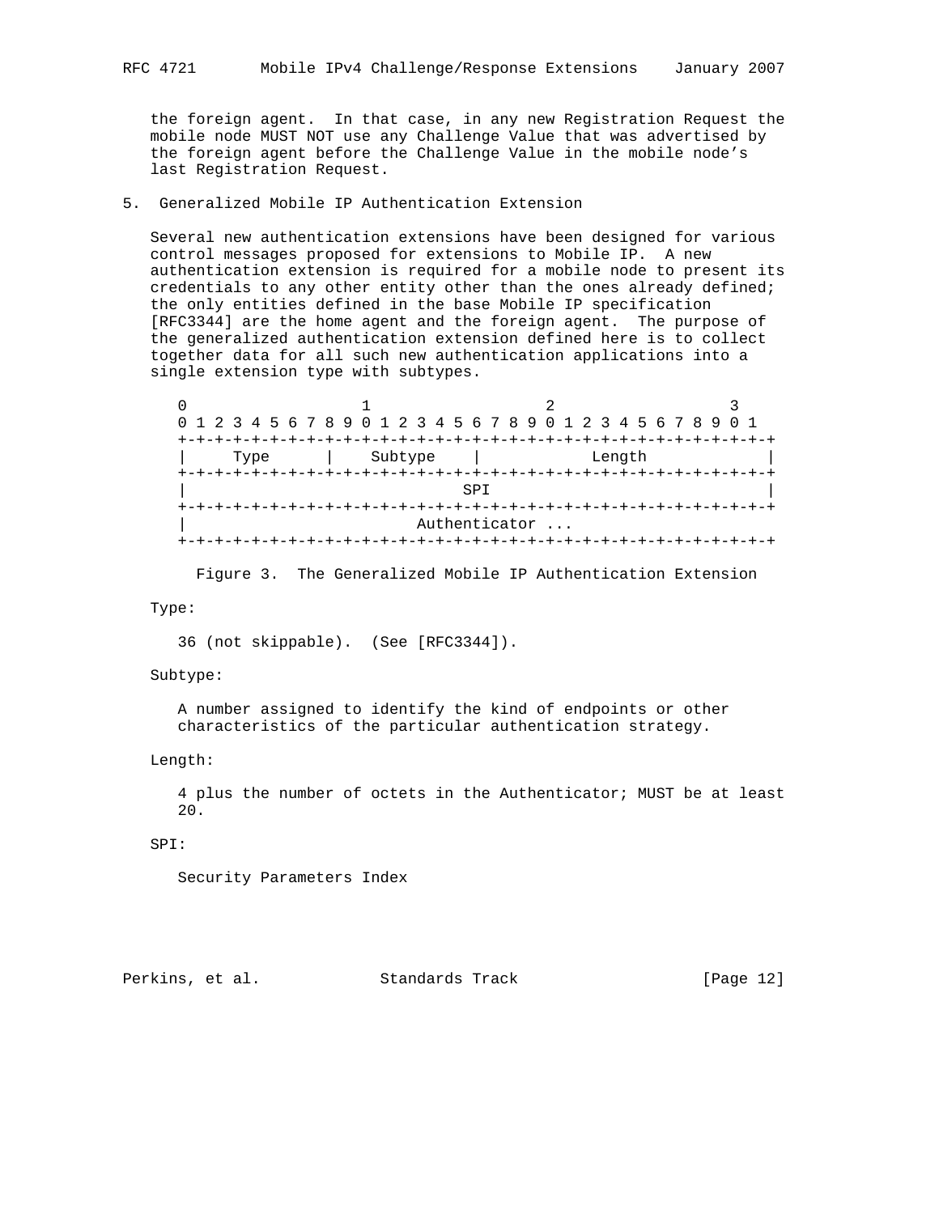the foreign agent. In that case, in any new Registration Request the mobile node MUST NOT use any Challenge Value that was advertised by the foreign agent before the Challenge Value in the mobile node's last Registration Request.

## 5. Generalized Mobile IP Authentication Extension

Several new authentication extensions have been designed for various control messages proposed for extensions to Mobile IP. A new authentication extension is required for a mobile node to present its credentials to any other entity other than the ones already defined; the only entities defined in the base Mobile IP specification [RFC3344] are the home agent and the foreign agent. The purpose of the generalized authentication extension defined here is to collect together data for all such new authentication applications into a single extension type with subtypes.

```
 0                   1                   2                   3
 0 1 2 3 4 5 6 7 8 9 0 1 2 3 4 5 6 7 8 9 0 1 2 3 4 5 6 7 8 9 0 1
+-+-+-+-+-+-+-+-+-+-+-+-+-+-+-+-+-+-+-+-+-+-+-+-+-+-+-+-+-+-+-+-+
|     Type      |    Subtype    |            Length             |
+-+-+-+-+-+-+-+-+-+-+-+-+-+-+-+-+-+-+-+-+-+-+-+-+-+-+-+-+-+-+-+-+
|                              SPI                              |
+-+-+-+-+-+-+-+-+-+-+-+-+-+-+-+-+-+-+-+-+-+-+-+-+-+-+-+-+-+-+-+-+
|                         Authenticator ...
+-+-+-+-+-+-+-+-+-+-+-+-+-+-+-+-+-+-+-+-+-+-+-+-+-+-+-+-+-+-+-+-+
```

Figure 3. The Generalized Mobile IP Authentication Extension

Type:

36 (not skippable). (See [RFC3344]).

Subtype:

A number assigned to identify the kind of endpoints or other characteristics of the particular authentication strategy.

Length:

4 plus the number of octets in the Authenticator; MUST be at least 20.

SPI:

Security Parameters Index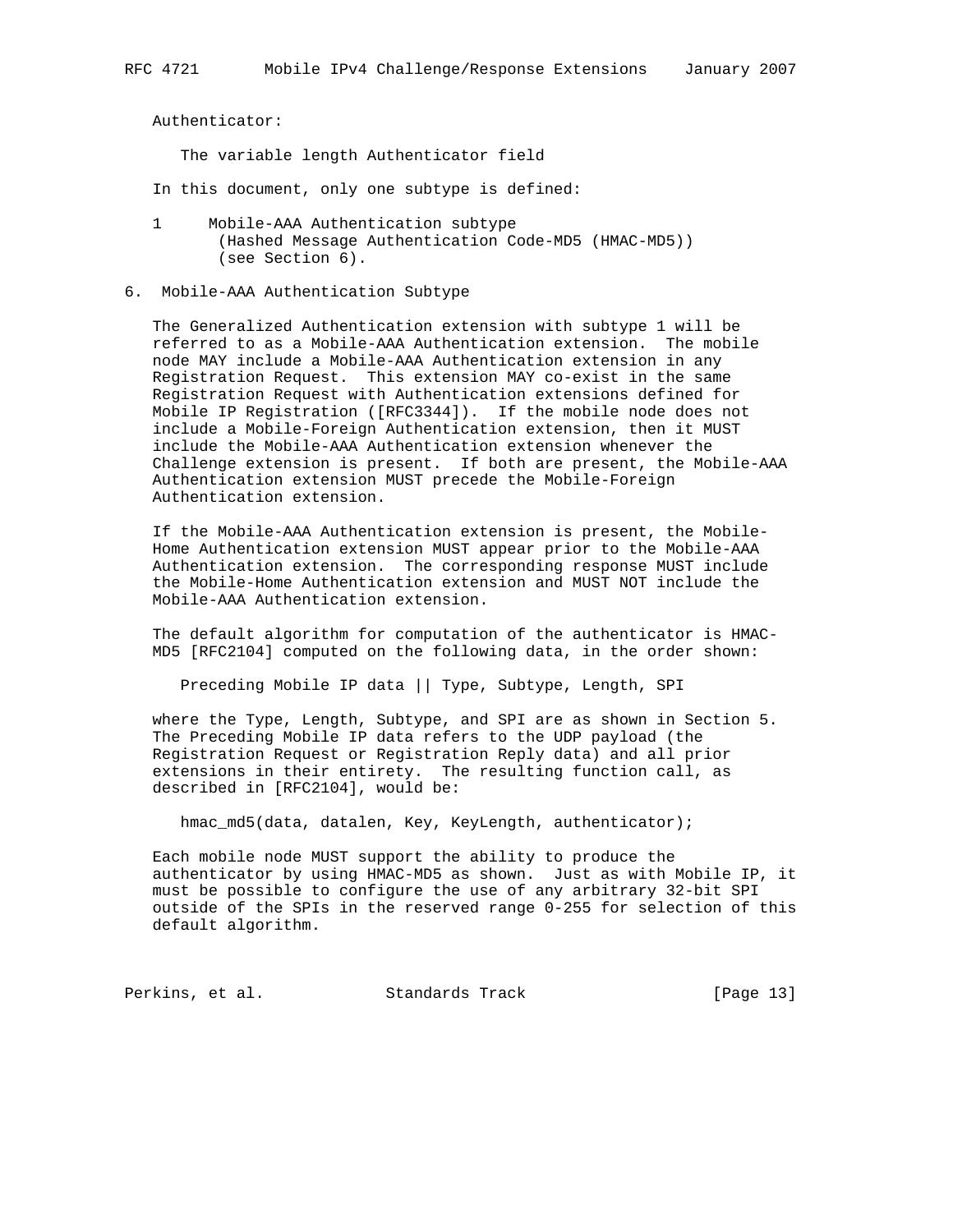Authenticator:

The variable length Authenticator field

In this document, only one subtype is defined:

1 Mobile-AAA Authentication subtype (Hashed Message Authentication Code-MD5 (HMAC-MD5)) (see Section 6).

## 6. Mobile-AAA Authentication Subtype

The Generalized Authentication extension with subtype 1 will be referred to as a Mobile-AAA Authentication extension. The mobile node MAY include a Mobile-AAA Authentication extension in any Registration Request. This extension MAY co-exist in the same Registration Request with Authentication extensions defined for Mobile IP Registration ([RFC3344]). If the mobile node does not include a Mobile-Foreign Authentication extension, then it MUST include the Mobile-AAA Authentication extension whenever the Challenge extension is present. If both are present, the Mobile-AAA Authentication extension MUST precede the Mobile-Foreign Authentication extension.

If the Mobile-AAA Authentication extension is present, the Mobile-Home Authentication extension MUST appear prior to the Mobile-AAA Authentication extension. The corresponding response MUST include the Mobile-Home Authentication extension and MUST NOT include the Mobile-AAA Authentication extension.

The default algorithm for computation of the authenticator is HMAC-MD5 [RFC2104] computed on the following data, in the order shown:

```
Preceding Mobile IP data || Type, Subtype, Length, SPI
```

where the Type, Length, Subtype, and SPI are as shown in Section 5. The Preceding Mobile IP data refers to the UDP payload (the Registration Request or Registration Reply data) and all prior extensions in their entirety. The resulting function call, as described in [RFC2104], would be:

```
hmac_md5(data, datalen, Key, KeyLength, authenticator);
```

Each mobile node MUST support the ability to produce the authenticator by using HMAC-MD5 as shown. Just as with Mobile IP, it must be possible to configure the use of any arbitrary 32-bit SPI outside of the SPIs in the reserved range 0-255 for selection of this default algorithm.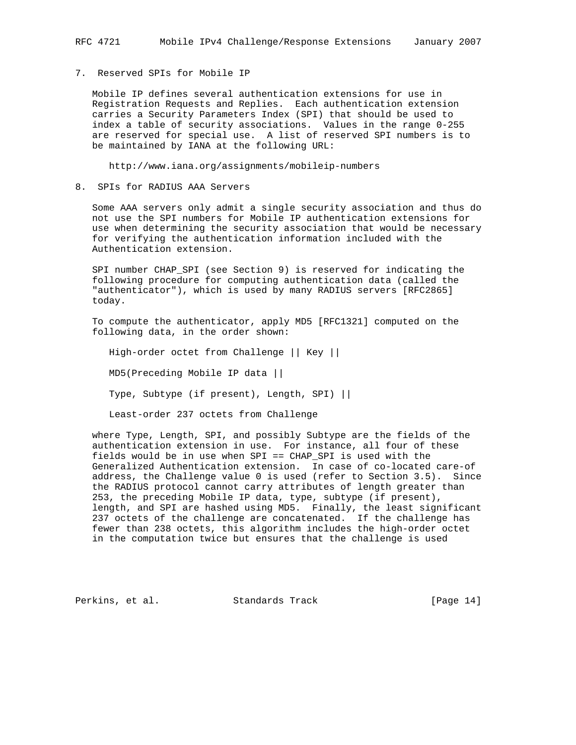## 7. Reserved SPIs for Mobile IP

Mobile IP defines several authentication extensions for use in Registration Requests and Replies. Each authentication extension carries a Security Parameters Index (SPI) that should be used to index a table of security associations. Values in the range 0-255 are reserved for special use. A list of reserved SPI numbers is to be maintained by IANA at the following URL:

http://www.iana.org/assignments/mobileip-numbers

## 8. SPIs for RADIUS AAA Servers

Some AAA servers only admit a single security association and thus do not use the SPI numbers for Mobile IP authentication extensions for use when determining the security association that would be necessary for verifying the authentication information included with the Authentication extension.

SPI number CHAP_SPI (see Section 9) is reserved for indicating the following procedure for computing authentication data (called the "authenticator"), which is used by many RADIUS servers [RFC2865] today.

To compute the authenticator, apply MD5 [RFC1321] computed on the following data, in the order shown:

```
High-order octet from Challenge || Key ||

MD5(Preceding Mobile IP data ||

Type, Subtype (if present), Length, SPI) ||

Least-order 237 octets from Challenge
```

where Type, Length, SPI, and possibly Subtype are the fields of the authentication extension in use. For instance, all four of these fields would be in use when SPI == CHAP_SPI is used with the Generalized Authentication extension. In case of co-located care-of address, the Challenge value 0 is used (refer to Section 3.5). Since the RADIUS protocol cannot carry attributes of length greater than 253, the preceding Mobile IP data, type, subtype (if present), length, and SPI are hashed using MD5. Finally, the least significant 237 octets of the challenge are concatenated. If the challenge has fewer than 238 octets, this algorithm includes the high-order octet in the computation twice but ensures that the challenge is used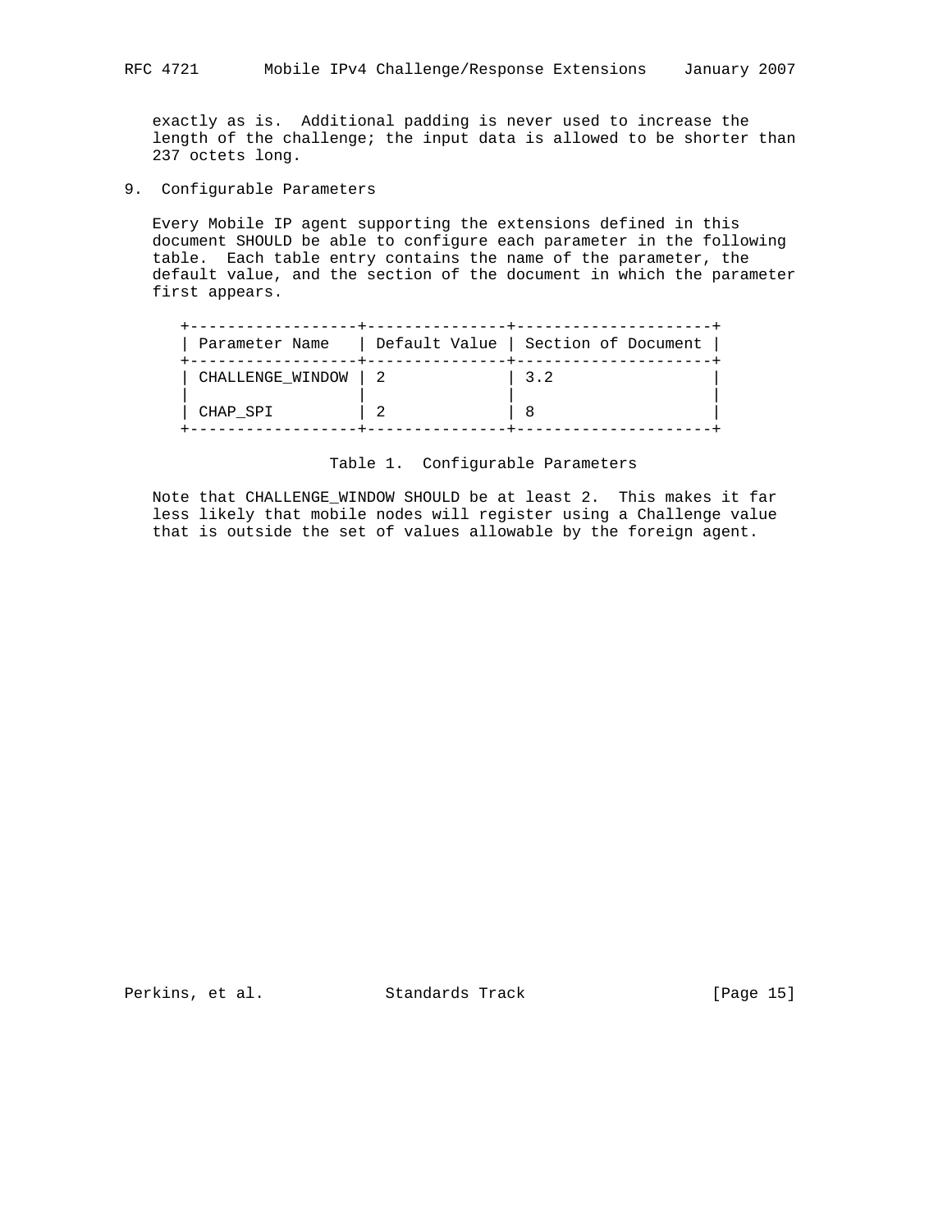exactly as is. Additional padding is never used to increase the length of the challenge; the input data is allowed to be shorter than 237 octets long.

## 9. Configurable Parameters

Every Mobile IP agent supporting the extensions defined in this document SHOULD be able to configure each parameter in the following table. Each table entry contains the name of the parameter, the default value, and the section of the document in which the parameter first appears.

| Parameter Name | Default Value | Section of Document |
|---|---|---|
| CHALLENGE_WINDOW | 2 | 3.2 |
| CHAP_SPI | 2 | 8 |

Table 1. Configurable Parameters

Note that CHALLENGE_WINDOW SHOULD be at least 2. This makes it far less likely that mobile nodes will register using a Challenge value that is outside the set of values allowable by the foreign agent.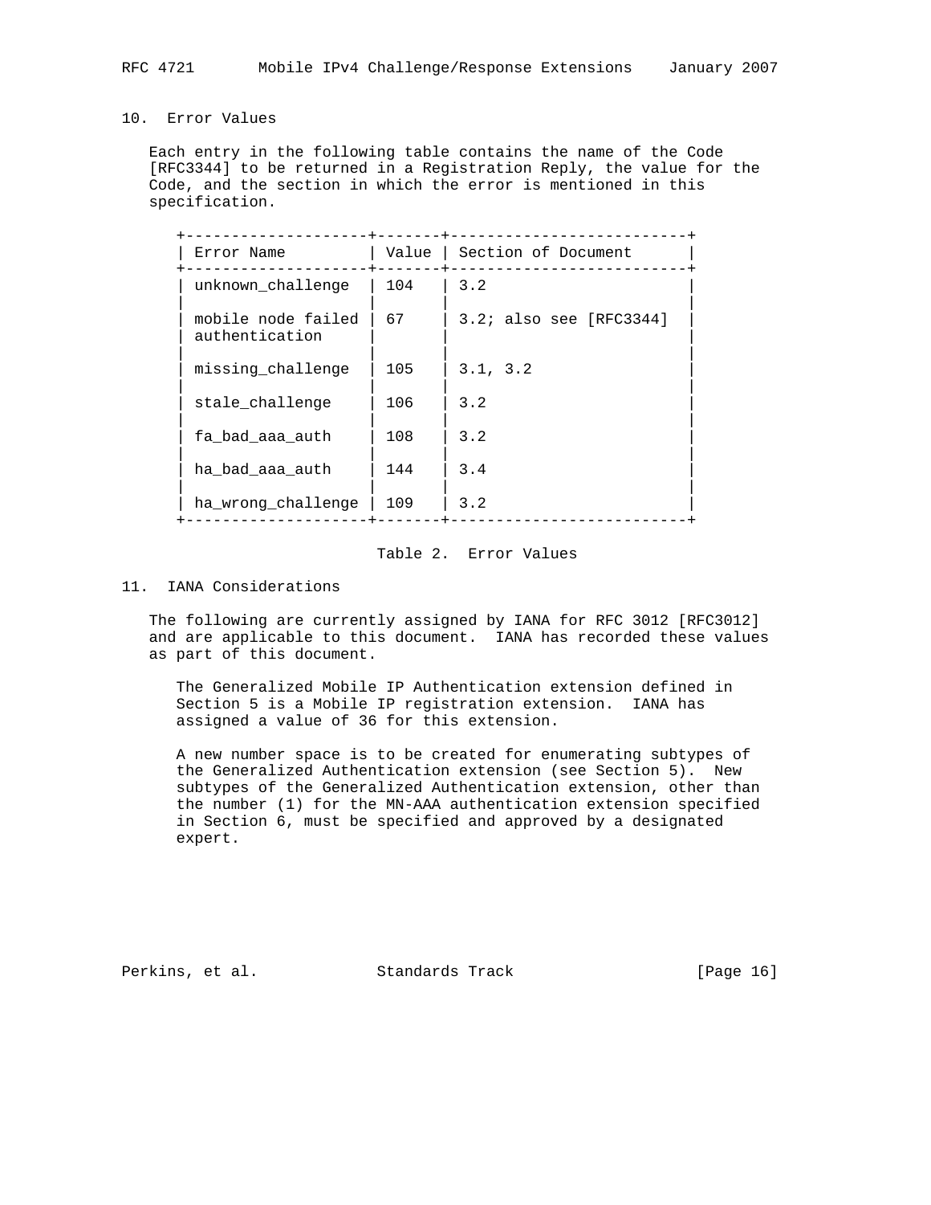## 10. Error Values

Each entry in the following table contains the name of the Code [RFC3344] to be returned in a Registration Reply, the value for the Code, and the section in which the error is mentioned in this specification.

| Error Name | Value | Section of Document |
|---|---|---|
| unknown_challenge | 104 | 3.2 |
| mobile node failed authentication | 67 | 3.2; also see [RFC3344] |
| missing_challenge | 105 | 3.1, 3.2 |
| stale_challenge | 106 | 3.2 |
| fa_bad_aaa_auth | 108 | 3.2 |
| ha_bad_aaa_auth | 144 | 3.4 |
| ha_wrong_challenge | 109 | 3.2 |

Table 2. Error Values

## 11. IANA Considerations

The following are currently assigned by IANA for RFC 3012 [RFC3012] and are applicable to this document. IANA has recorded these values as part of this document.

The Generalized Mobile IP Authentication extension defined in Section 5 is a Mobile IP registration extension. IANA has assigned a value of 36 for this extension.

A new number space is to be created for enumerating subtypes of the Generalized Authentication extension (see Section 5). New subtypes of the Generalized Authentication extension, other than the number (1) for the MN-AAA authentication extension specified in Section 6, must be specified and approved by a designated expert.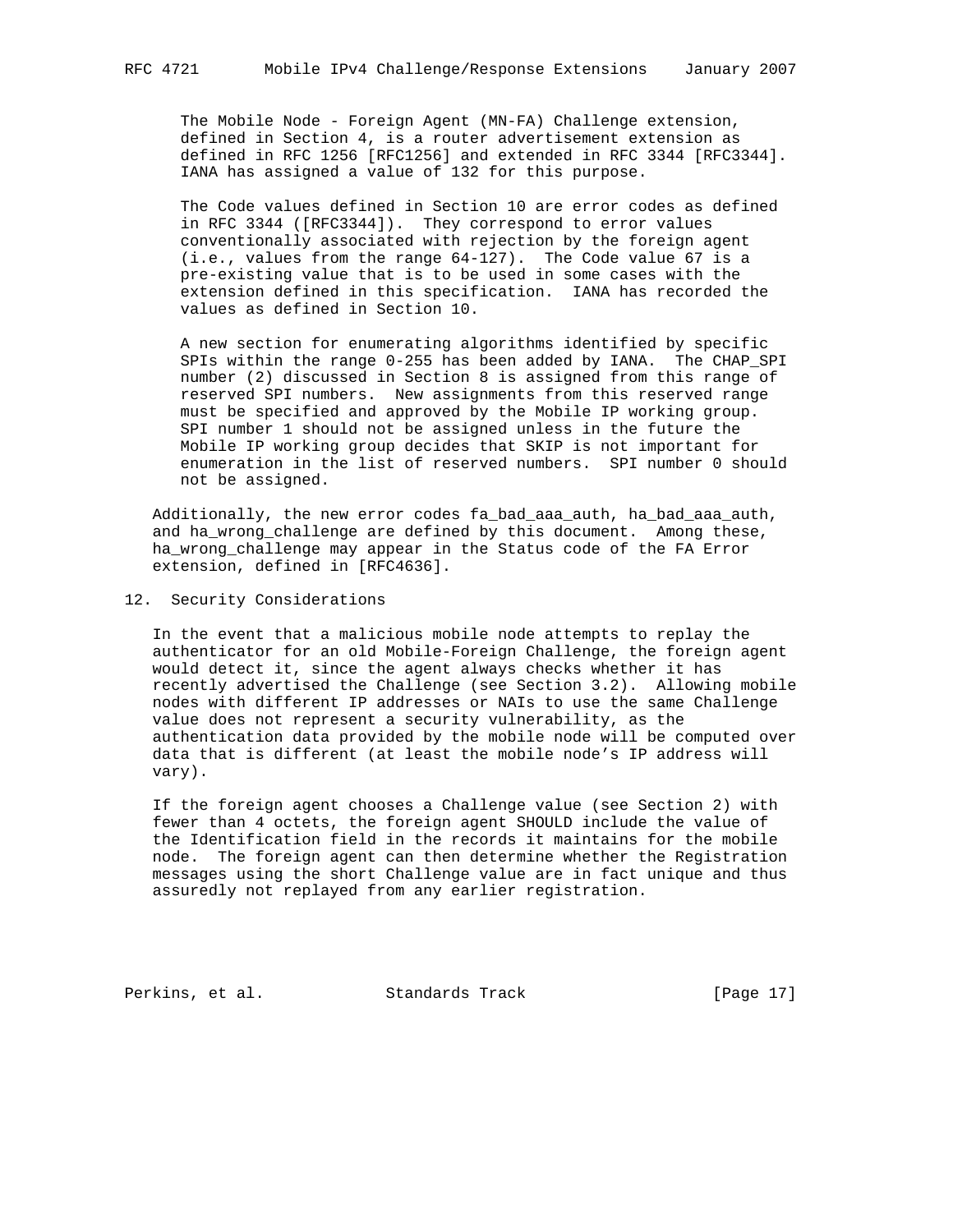The Mobile Node - Foreign Agent (MN-FA) Challenge extension, defined in Section 4, is a router advertisement extension as defined in RFC 1256 [RFC1256] and extended in RFC 3344 [RFC3344]. IANA has assigned a value of 132 for this purpose.

The Code values defined in Section 10 are error codes as defined in RFC 3344 ([RFC3344]). They correspond to error values conventionally associated with rejection by the foreign agent (i.e., values from the range 64-127). The Code value 67 is a pre-existing value that is to be used in some cases with the extension defined in this specification. IANA has recorded the values as defined in Section 10.

A new section for enumerating algorithms identified by specific SPIs within the range 0-255 has been added by IANA. The CHAP_SPI number (2) discussed in Section 8 is assigned from this range of reserved SPI numbers. New assignments from this reserved range must be specified and approved by the Mobile IP working group. SPI number 1 should not be assigned unless in the future the Mobile IP working group decides that SKIP is not important for enumeration in the list of reserved numbers. SPI number 0 should not be assigned.

Additionally, the new error codes fa_bad_aaa_auth, ha_bad_aaa_auth, and ha_wrong_challenge are defined by this document. Among these, ha_wrong_challenge may appear in the Status code of the FA Error extension, defined in [RFC4636].

## 12. Security Considerations

In the event that a malicious mobile node attempts to replay the authenticator for an old Mobile-Foreign Challenge, the foreign agent would detect it, since the agent always checks whether it has recently advertised the Challenge (see Section 3.2). Allowing mobile nodes with different IP addresses or NAIs to use the same Challenge value does not represent a security vulnerability, as the authentication data provided by the mobile node will be computed over data that is different (at least the mobile node's IP address will vary).

If the foreign agent chooses a Challenge value (see Section 2) with fewer than 4 octets, the foreign agent SHOULD include the value of the Identification field in the records it maintains for the mobile node. The foreign agent can then determine whether the Registration messages using the short Challenge value are in fact unique and thus assuredly not replayed from any earlier registration.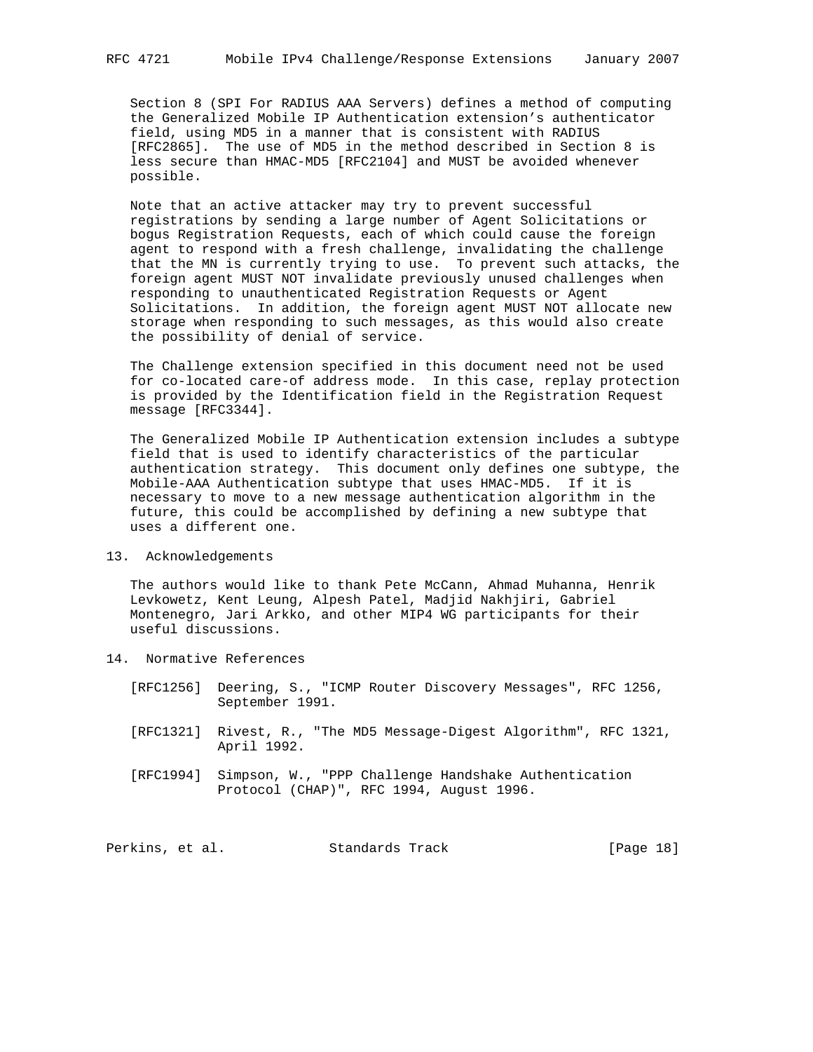Section 8 (SPI For RADIUS AAA Servers) defines a method of computing the Generalized Mobile IP Authentication extension's authenticator field, using MD5 in a manner that is consistent with RADIUS [RFC2865]. The use of MD5 in the method described in Section 8 is less secure than HMAC-MD5 [RFC2104] and MUST be avoided whenever possible.

Note that an active attacker may try to prevent successful registrations by sending a large number of Agent Solicitations or bogus Registration Requests, each of which could cause the foreign agent to respond with a fresh challenge, invalidating the challenge that the MN is currently trying to use. To prevent such attacks, the foreign agent MUST NOT invalidate previously unused challenges when responding to unauthenticated Registration Requests or Agent Solicitations. In addition, the foreign agent MUST NOT allocate new storage when responding to such messages, as this would also create the possibility of denial of service.

The Challenge extension specified in this document need not be used for co-located care-of address mode. In this case, replay protection is provided by the Identification field in the Registration Request message [RFC3344].

The Generalized Mobile IP Authentication extension includes a subtype field that is used to identify characteristics of the particular authentication strategy. This document only defines one subtype, the Mobile-AAA Authentication subtype that uses HMAC-MD5. If it is necessary to move to a new message authentication algorithm in the future, this could be accomplished by defining a new subtype that uses a different one.

## 13. Acknowledgements

The authors would like to thank Pete McCann, Ahmad Muhanna, Henrik Levkowetz, Kent Leung, Alpesh Patel, Madjid Nakhjiri, Gabriel Montenegro, Jari Arkko, and other MIP4 WG participants for their useful discussions.

## 14. Normative References

[RFC1256] Deering, S., "ICMP Router Discovery Messages", RFC 1256, September 1991.

[RFC1321] Rivest, R., "The MD5 Message-Digest Algorithm", RFC 1321, April 1992.

[RFC1994] Simpson, W., "PPP Challenge Handshake Authentication Protocol (CHAP)", RFC 1994, August 1996.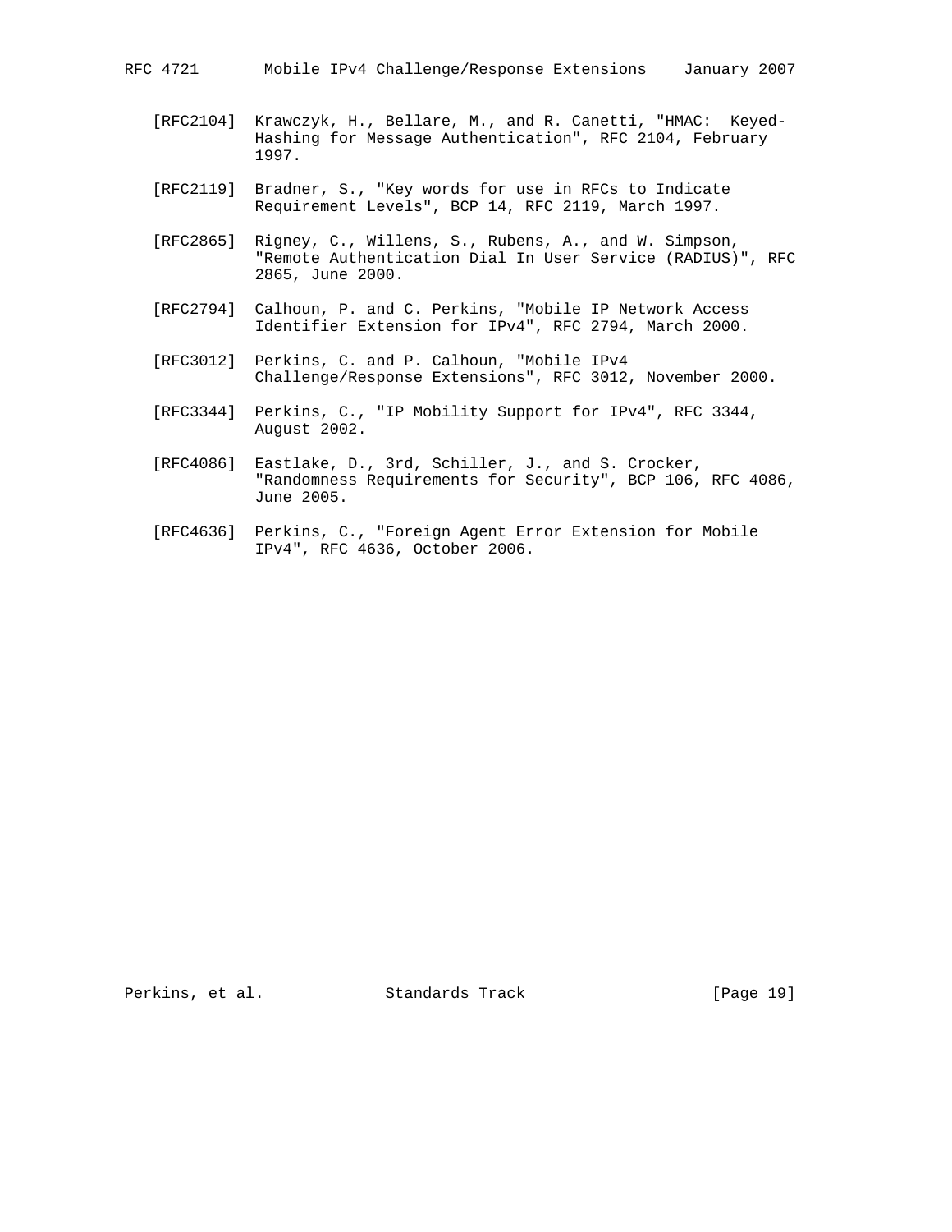[RFC2104] Krawczyk, H., Bellare, M., and R. Canetti, "HMAC: Keyed-Hashing for Message Authentication", RFC 2104, February 1997.

[RFC2119] Bradner, S., "Key words for use in RFCs to Indicate Requirement Levels", BCP 14, RFC 2119, March 1997.

[RFC2865] Rigney, C., Willens, S., Rubens, A., and W. Simpson, "Remote Authentication Dial In User Service (RADIUS)", RFC 2865, June 2000.

[RFC2794] Calhoun, P. and C. Perkins, "Mobile IP Network Access Identifier Extension for IPv4", RFC 2794, March 2000.

[RFC3012] Perkins, C. and P. Calhoun, "Mobile IPv4 Challenge/Response Extensions", RFC 3012, November 2000.

[RFC3344] Perkins, C., "IP Mobility Support for IPv4", RFC 3344, August 2002.

[RFC4086] Eastlake, D., 3rd, Schiller, J., and S. Crocker, "Randomness Requirements for Security", BCP 106, RFC 4086, June 2005.

[RFC4636] Perkins, C., "Foreign Agent Error Extension for Mobile IPv4", RFC 4636, October 2006.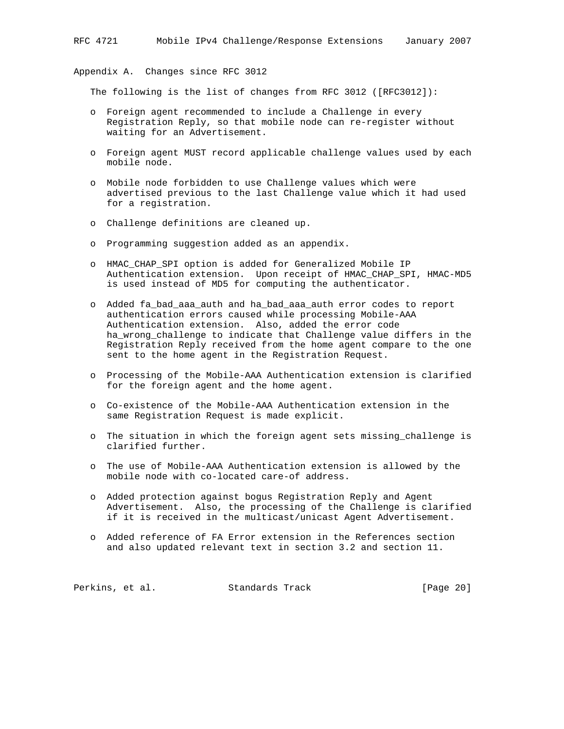## Appendix A. Changes since RFC 3012

The following is the list of changes from RFC 3012 ([RFC3012]):

- Foreign agent recommended to include a Challenge in every Registration Reply, so that mobile node can re-register without waiting for an Advertisement.

- Foreign agent MUST record applicable challenge values used by each mobile node.

- Mobile node forbidden to use Challenge values which were advertised previous to the last Challenge value which it had used for a registration.

- Challenge definitions are cleaned up.

- Programming suggestion added as an appendix.

- HMAC_CHAP_SPI option is added for Generalized Mobile IP Authentication extension. Upon receipt of HMAC_CHAP_SPI, HMAC-MD5 is used instead of MD5 for computing the authenticator.

- Added fa_bad_aaa_auth and ha_bad_aaa_auth error codes to report authentication errors caused while processing Mobile-AAA Authentication extension. Also, added the error code ha_wrong_challenge to indicate that Challenge value differs in the Registration Reply received from the home agent compare to the one sent to the home agent in the Registration Request.

- Processing of the Mobile-AAA Authentication extension is clarified for the foreign agent and the home agent.

- Co-existence of the Mobile-AAA Authentication extension in the same Registration Request is made explicit.

- The situation in which the foreign agent sets missing_challenge is clarified further.

- The use of Mobile-AAA Authentication extension is allowed by the mobile node with co-located care-of address.

- Added protection against bogus Registration Reply and Agent Advertisement. Also, the processing of the Challenge is clarified if it is received in the multicast/unicast Agent Advertisement.

- Added reference of FA Error extension in the References section and also updated relevant text in section 3.2 and section 11.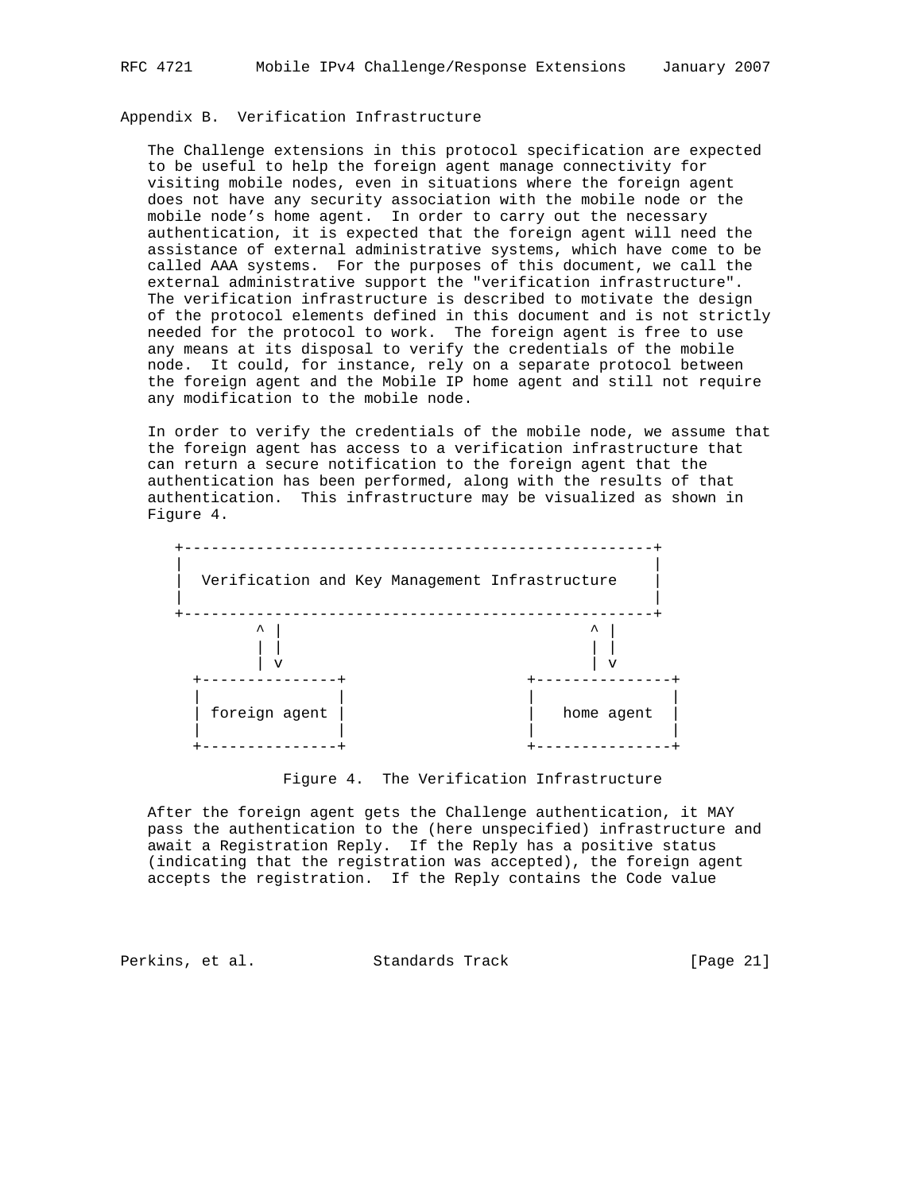## Appendix B. Verification Infrastructure

The Challenge extensions in this protocol specification are expected to be useful to help the foreign agent manage connectivity for visiting mobile nodes, even in situations where the foreign agent does not have any security association with the mobile node or the mobile node's home agent. In order to carry out the necessary authentication, it is expected that the foreign agent will need the assistance of external administrative systems, which have come to be called AAA systems. For the purposes of this document, we call the external administrative support the "verification infrastructure". The verification infrastructure is described to motivate the design of the protocol elements defined in this document and is not strictly needed for the protocol to work. The foreign agent is free to use any means at its disposal to verify the credentials of the mobile node. It could, for instance, rely on a separate protocol between the foreign agent and the Mobile IP home agent and still not require any modification to the mobile node.

In order to verify the credentials of the mobile node, we assume that the foreign agent has access to a verification infrastructure that can return a secure notification to the foreign agent that the authentication has been performed, along with the results of that authentication. This infrastructure may be visualized as shown in Figure 4.

```
+----------------------------------------------------+
|                                                    |
|  Verification and Key Management Infrastructure    |
|                                                    |
+----------------------------------------------------+
         ^ |                                  ^ |
         | |                                  | |
         | v                                  | v
  +---------------+                   +---------------+
  |               |                   |               |
  | foreign agent |                   |   home agent  |
  |               |                   |               |
  +---------------+                   +---------------+
```

Figure 4. The Verification Infrastructure

After the foreign agent gets the Challenge authentication, it MAY pass the authentication to the (here unspecified) infrastructure and await a Registration Reply. If the Reply has a positive status (indicating that the registration was accepted), the foreign agent accepts the registration. If the Reply contains the Code value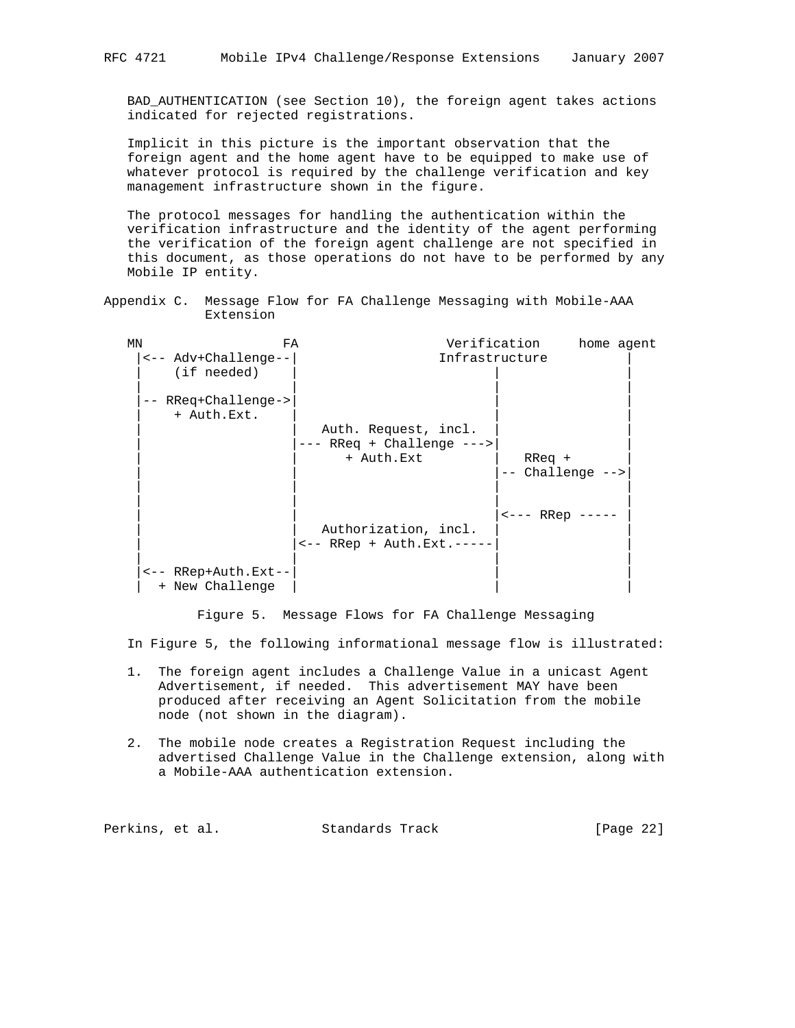BAD_AUTHENTICATION (see Section 10), the foreign agent takes actions indicated for rejected registrations.

Implicit in this picture is the important observation that the foreign agent and the home agent have to be equipped to make use of whatever protocol is required by the challenge verification and key management infrastructure shown in the figure.

The protocol messages for handling the authentication within the verification infrastructure and the identity of the agent performing the verification of the foreign agent challenge are not specified in this document, as those operations do not have to be performed by any Mobile IP entity.

## Appendix C. Message Flow for FA Challenge Messaging with Mobile-AAA Extension

```
MN                   FA                   Verification     home agent
 |<-- Adv+Challenge--|                   Infrastructure           |
 |    (if needed)    |                         |                  |
 |                   |                         |                  |
 |-- RReq+Challenge->|                         |                  |
 |    + Auth.Ext.    |                         |                  |
 |                   |   Auth. Request, incl.  |                  |
 |                   |--- RReq + Challenge --->|                  |
 |                   |       + Auth.Ext        |   RReq +         |
 |                   |                         |-- Challenge -->|
 |                   |                         |                  |
 |                   |                         |                  |
 |                   |                         |<--- RRep -----   |
 |                   |   Authorization, incl.  |                  |
 |                   |<-- RRep + Auth.Ext.-----|                  |
 |                   |                         |                  |
 |<-- RRep+Auth.Ext--|                         |                  |
 |  + New Challenge  |                         |                  |
```

Figure 5. Message Flows for FA Challenge Messaging

In Figure 5, the following informational message flow is illustrated:

1. The foreign agent includes a Challenge Value in a unicast Agent Advertisement, if needed. This advertisement MAY have been produced after receiving an Agent Solicitation from the mobile node (not shown in the diagram).

2. The mobile node creates a Registration Request including the advertised Challenge Value in the Challenge extension, along with a Mobile-AAA authentication extension.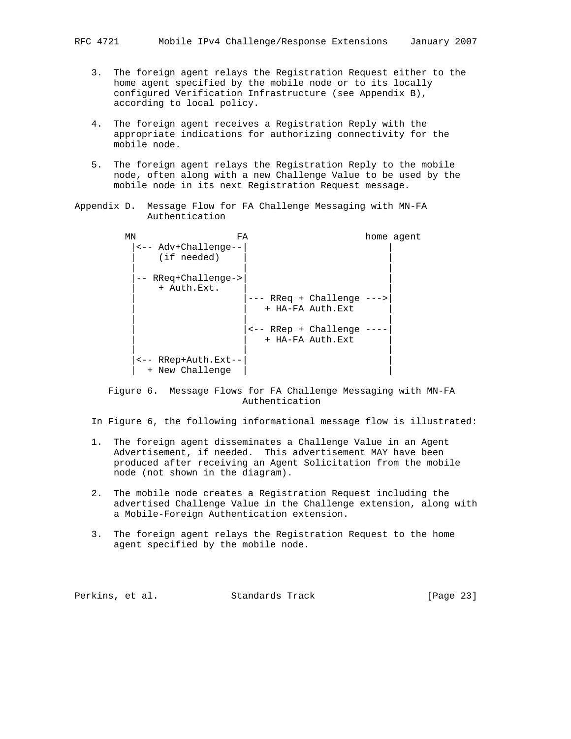3. The foreign agent relays the Registration Request either to the home agent specified by the mobile node or to its locally configured Verification Infrastructure (see Appendix B), according to local policy.

4. The foreign agent receives a Registration Reply with the appropriate indications for authorizing connectivity for the mobile node.

5. The foreign agent relays the Registration Reply to the mobile node, often along with a new Challenge Value to be used by the mobile node in its next Registration Request message.

# Appendix D. Message Flow for FA Challenge Messaging with MN-FA Authentication

```
   MN                 FA                    home agent
    |<-- Adv+Challenge--|                        |
    |    (if needed)    |                        |
    |                   |                        |
    |-- RReq+Challenge->|                        |
    |    + Auth.Ext.    |                        |
    |                   |--- RReq + Challenge --->|
    |                   |   + HA-FA Auth.Ext      |
    |                   |                        |
    |                   |<-- RRep + Challenge ----|
    |                   |   + HA-FA Auth.Ext      |
    |                   |                        |
    |<-- RRep+Auth.Ext--|                        |
    |  + New Challenge  |                        |
```

Figure 6. Message Flows for FA Challenge Messaging with MN-FA Authentication

In Figure 6, the following informational message flow is illustrated:

1. The foreign agent disseminates a Challenge Value in an Agent Advertisement, if needed. This advertisement MAY have been produced after receiving an Agent Solicitation from the mobile node (not shown in the diagram).

2. The mobile node creates a Registration Request including the advertised Challenge Value in the Challenge extension, along with a Mobile-Foreign Authentication extension.

3. The foreign agent relays the Registration Request to the home agent specified by the mobile node.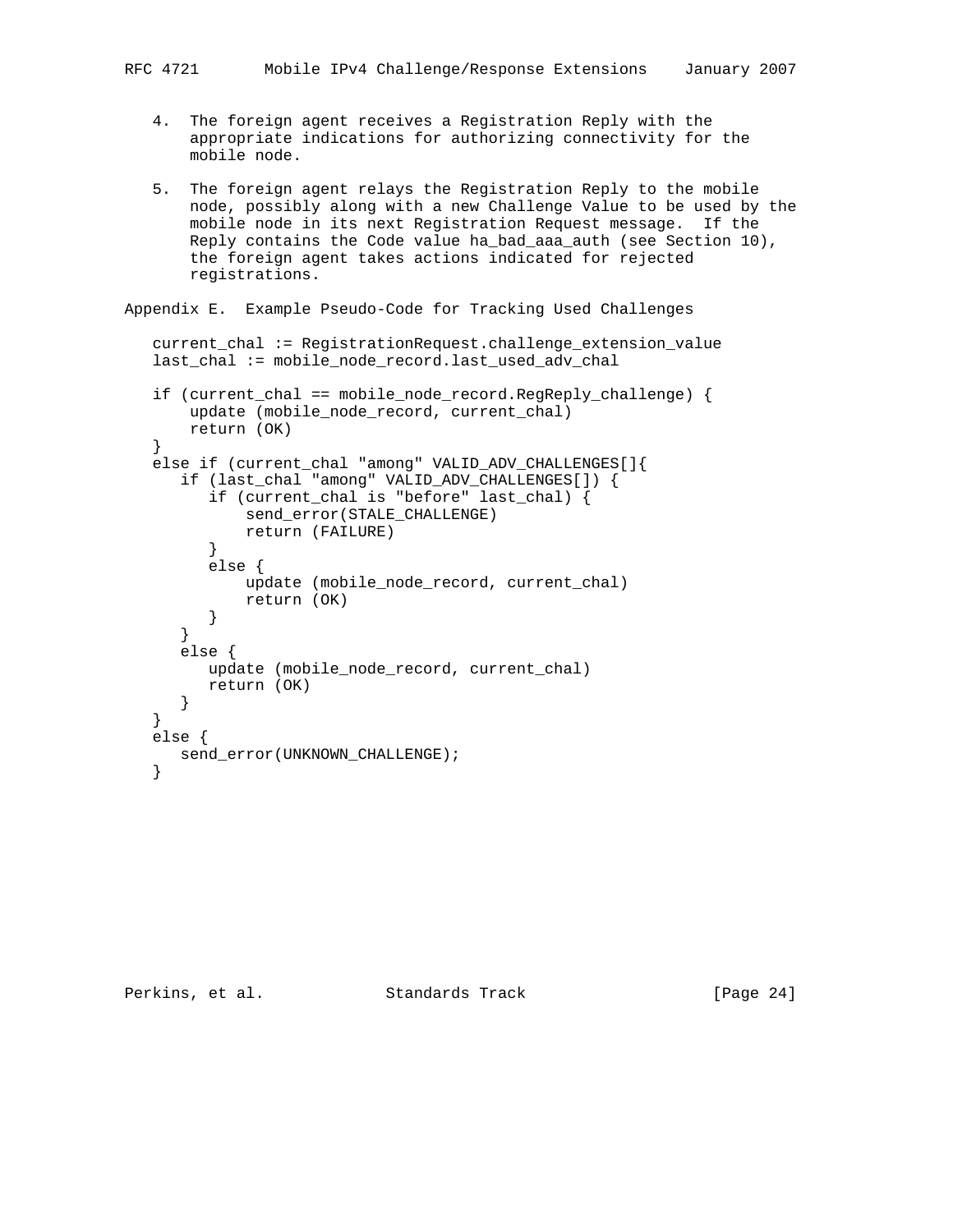4. The foreign agent receives a Registration Reply with the appropriate indications for authorizing connectivity for the mobile node.

5. The foreign agent relays the Registration Reply to the mobile node, possibly along with a new Challenge Value to be used by the mobile node in its next Registration Request message. If the Reply contains the Code value ha_bad_aaa_auth (see Section 10), the foreign agent takes actions indicated for rejected registrations.

## Appendix E. Example Pseudo-Code for Tracking Used Challenges

```
current_chal := RegistrationRequest.challenge_extension_value
last_chal := mobile_node_record.last_used_adv_chal

if (current_chal == mobile_node_record.RegReply_challenge) {
    update (mobile_node_record, current_chal)
    return (OK)
}
else if (current_chal "among" VALID_ADV_CHALLENGES[]{
   if (last_chal "among" VALID_ADV_CHALLENGES[]) {
      if (current_chal is "before" last_chal) {
          send_error(STALE_CHALLENGE)
          return (FAILURE)
      }
      else {
          update (mobile_node_record, current_chal)
          return (OK)
      }
   }
   else {
      update (mobile_node_record, current_chal)
      return (OK)
   }
}
else {
   send_error(UNKNOWN_CHALLENGE);
}
```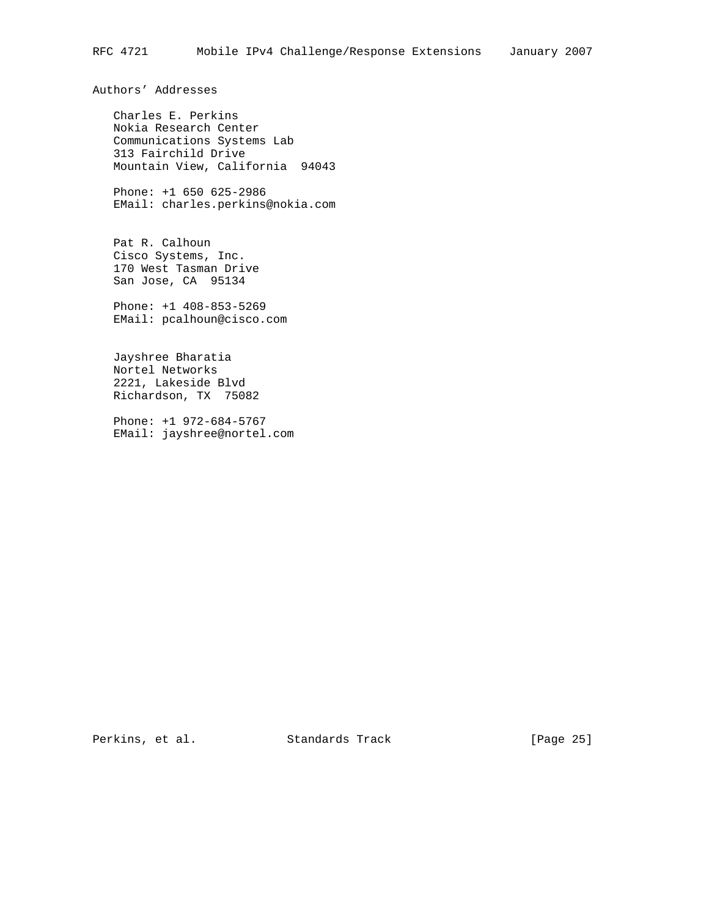## Authors' Addresses

Charles E. Perkins
Nokia Research Center
Communications Systems Lab
313 Fairchild Drive
Mountain View, California  94043

Phone: +1 650 625-2986
EMail: charles.perkins@nokia.com

Pat R. Calhoun
Cisco Systems, Inc.
170 West Tasman Drive
San Jose, CA  95134

Phone: +1 408-853-5269
EMail: pcalhoun@cisco.com

Jayshree Bharatia
Nortel Networks
2221, Lakeside Blvd
Richardson, TX  75082

Phone: +1 972-684-5767
EMail: jayshree@nortel.com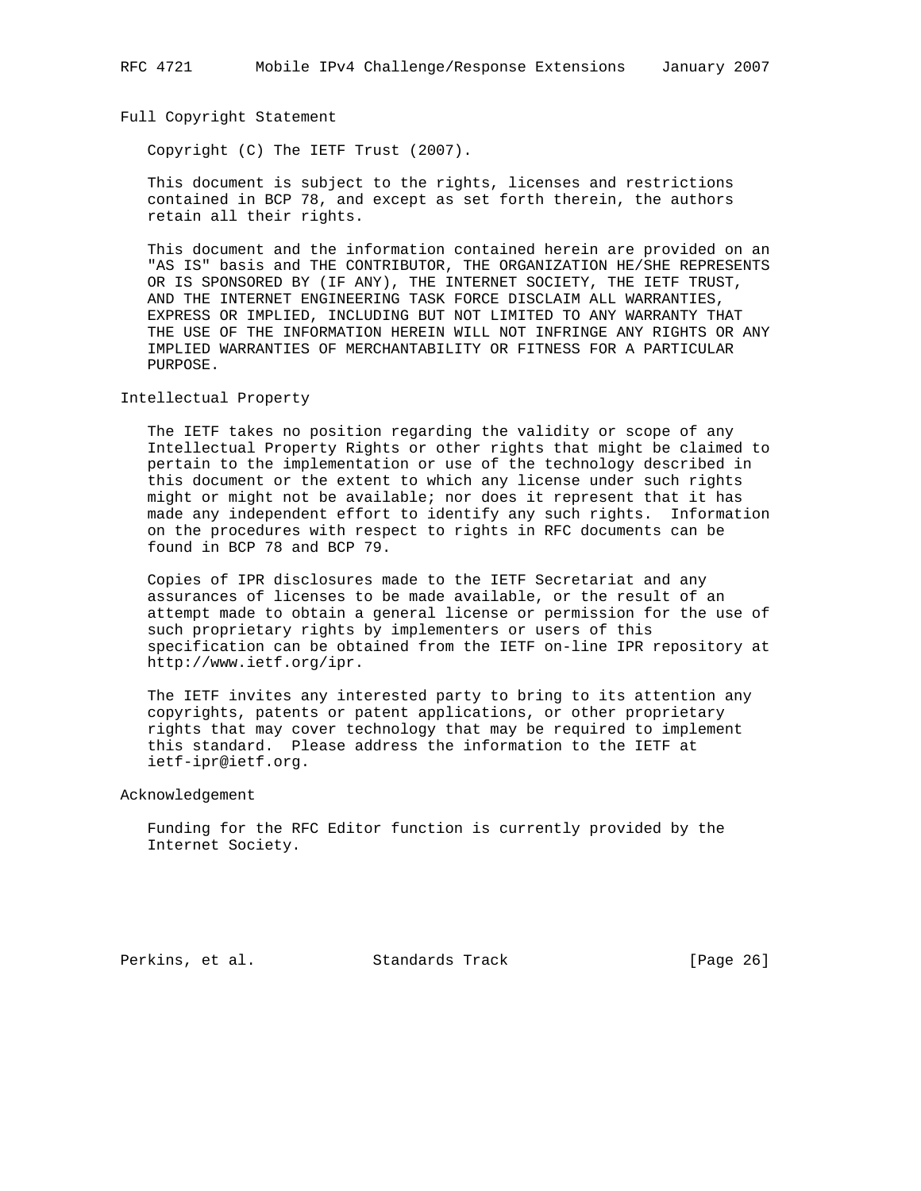## Full Copyright Statement

Copyright (C) The IETF Trust (2007).

This document is subject to the rights, licenses and restrictions contained in BCP 78, and except as set forth therein, the authors retain all their rights.

This document and the information contained herein are provided on an "AS IS" basis and THE CONTRIBUTOR, THE ORGANIZATION HE/SHE REPRESENTS OR IS SPONSORED BY (IF ANY), THE INTERNET SOCIETY, THE IETF TRUST, AND THE INTERNET ENGINEERING TASK FORCE DISCLAIM ALL WARRANTIES, EXPRESS OR IMPLIED, INCLUDING BUT NOT LIMITED TO ANY WARRANTY THAT THE USE OF THE INFORMATION HEREIN WILL NOT INFRINGE ANY RIGHTS OR ANY IMPLIED WARRANTIES OF MERCHANTABILITY OR FITNESS FOR A PARTICULAR PURPOSE.

## Intellectual Property

The IETF takes no position regarding the validity or scope of any Intellectual Property Rights or other rights that might be claimed to pertain to the implementation or use of the technology described in this document or the extent to which any license under such rights might or might not be available; nor does it represent that it has made any independent effort to identify any such rights. Information on the procedures with respect to rights in RFC documents can be found in BCP 78 and BCP 79.

Copies of IPR disclosures made to the IETF Secretariat and any assurances of licenses to be made available, or the result of an attempt made to obtain a general license or permission for the use of such proprietary rights by implementers or users of this specification can be obtained from the IETF on-line IPR repository at http://www.ietf.org/ipr.

The IETF invites any interested party to bring to its attention any copyrights, patents or patent applications, or other proprietary rights that may cover technology that may be required to implement this standard. Please address the information to the IETF at ietf-ipr@ietf.org.

## Acknowledgement

Funding for the RFC Editor function is currently provided by the Internet Society.